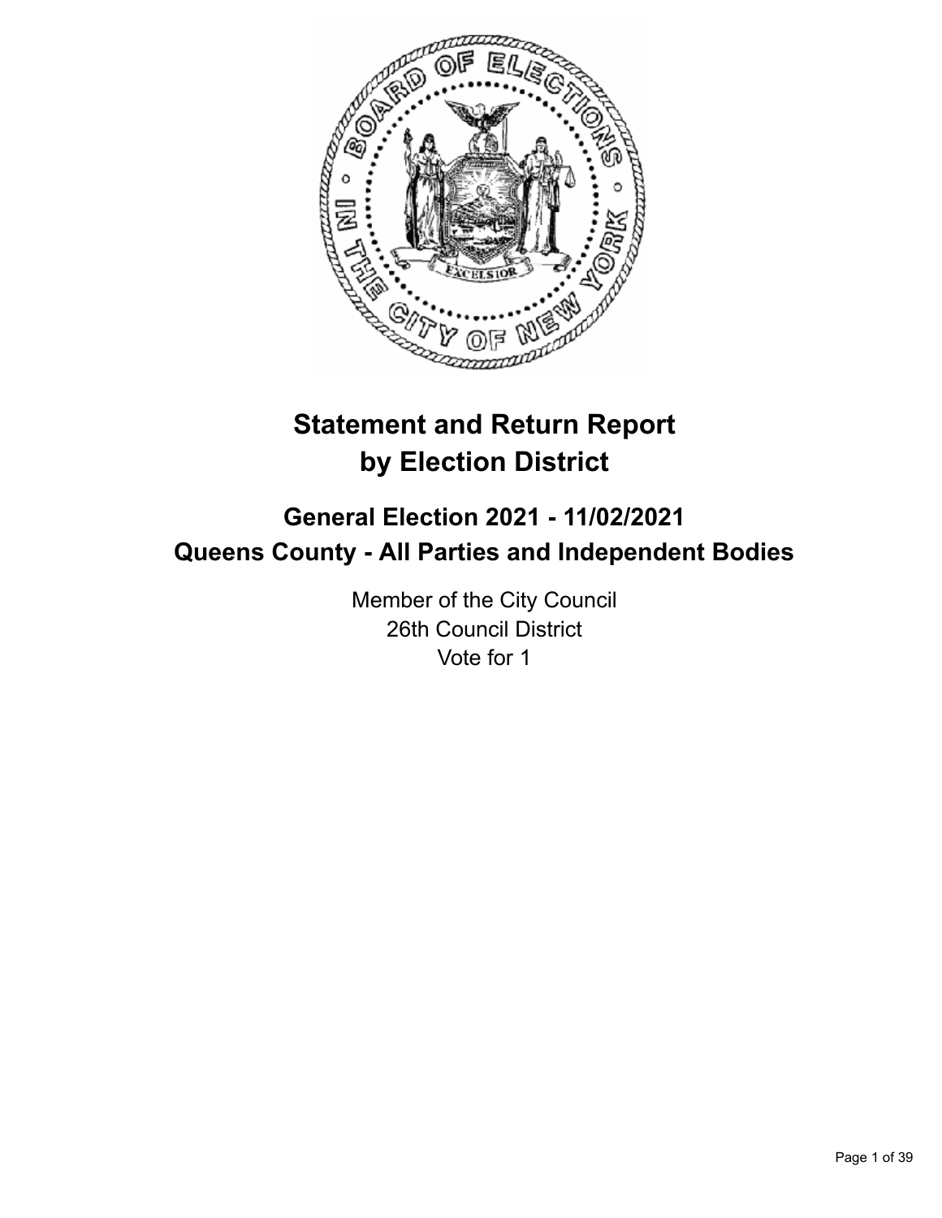# Statement and Return Report by Election District

## General Election 2021 - 11/02/2021
## Queens County - All Parties and Independent Bodies

Member of the City Council
26th Council District
Vote for 1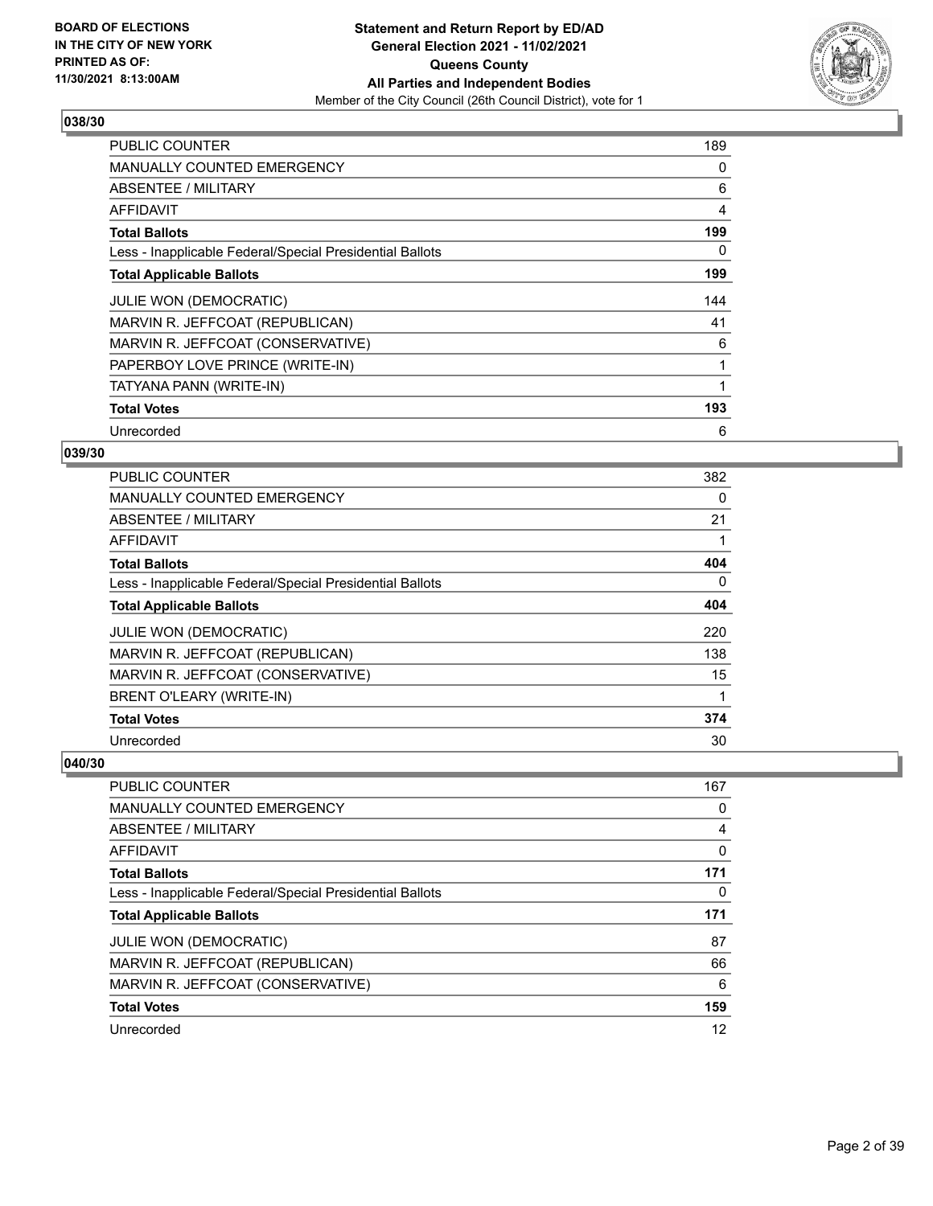### 038/30

| | |
|---|---|
| PUBLIC COUNTER | 189 |
| MANUALLY COUNTED EMERGENCY | 0 |
| ABSENTEE / MILITARY | 6 |
| AFFIDAVIT | 4 |
| **Total Ballots** | **199** |
| Less - Inapplicable Federal/Special Presidential Ballots | 0 |
| **Total Applicable Ballots** | **199** |
| JULIE WON (DEMOCRATIC) | 144 |
| MARVIN R. JEFFCOAT (REPUBLICAN) | 41 |
| MARVIN R. JEFFCOAT (CONSERVATIVE) | 6 |
| PAPERBOY LOVE PRINCE (WRITE-IN) | 1 |
| TATYANA PANN (WRITE-IN) | 1 |
| **Total Votes** | **193** |
| Unrecorded | 6 |

### 039/30

| | |
|---|---|
| PUBLIC COUNTER | 382 |
| MANUALLY COUNTED EMERGENCY | 0 |
| ABSENTEE / MILITARY | 21 |
| AFFIDAVIT | 1 |
| **Total Ballots** | **404** |
| Less - Inapplicable Federal/Special Presidential Ballots | 0 |
| **Total Applicable Ballots** | **404** |
| JULIE WON (DEMOCRATIC) | 220 |
| MARVIN R. JEFFCOAT (REPUBLICAN) | 138 |
| MARVIN R. JEFFCOAT (CONSERVATIVE) | 15 |
| BRENT O'LEARY (WRITE-IN) | 1 |
| **Total Votes** | **374** |
| Unrecorded | 30 |

### 040/30

| | |
|---|---|
| PUBLIC COUNTER | 167 |
| MANUALLY COUNTED EMERGENCY | 0 |
| ABSENTEE / MILITARY | 4 |
| AFFIDAVIT | 0 |
| **Total Ballots** | **171** |
| Less - Inapplicable Federal/Special Presidential Ballots | 0 |
| **Total Applicable Ballots** | **171** |
| JULIE WON (DEMOCRATIC) | 87 |
| MARVIN R. JEFFCOAT (REPUBLICAN) | 66 |
| MARVIN R. JEFFCOAT (CONSERVATIVE) | 6 |
| **Total Votes** | **159** |
| Unrecorded | 12 |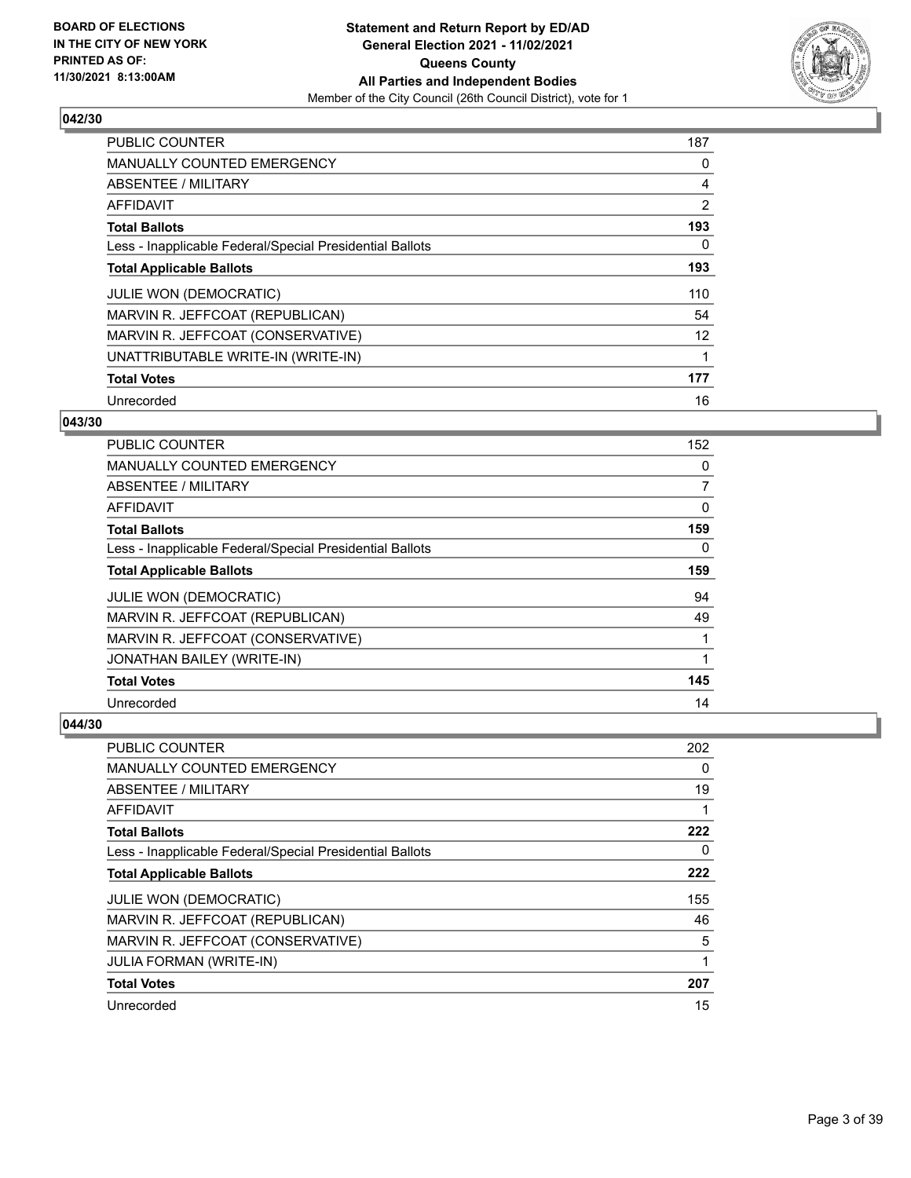## 042/30

| | |
|---|---|
| PUBLIC COUNTER | 187 |
| MANUALLY COUNTED EMERGENCY | 0 |
| ABSENTEE / MILITARY | 4 |
| AFFIDAVIT | 2 |
| **Total Ballots** | **193** |
| Less - Inapplicable Federal/Special Presidential Ballots | 0 |
| **Total Applicable Ballots** | **193** |
| JULIE WON (DEMOCRATIC) | 110 |
| MARVIN R. JEFFCOAT (REPUBLICAN) | 54 |
| MARVIN R. JEFFCOAT (CONSERVATIVE) | 12 |
| UNATTRIBUTABLE WRITE-IN (WRITE-IN) | 1 |
| **Total Votes** | **177** |
| Unrecorded | 16 |

## 043/30

| | |
|---|---|
| PUBLIC COUNTER | 152 |
| MANUALLY COUNTED EMERGENCY | 0 |
| ABSENTEE / MILITARY | 7 |
| AFFIDAVIT | 0 |
| **Total Ballots** | **159** |
| Less - Inapplicable Federal/Special Presidential Ballots | 0 |
| **Total Applicable Ballots** | **159** |
| JULIE WON (DEMOCRATIC) | 94 |
| MARVIN R. JEFFCOAT (REPUBLICAN) | 49 |
| MARVIN R. JEFFCOAT (CONSERVATIVE) | 1 |
| JONATHAN BAILEY (WRITE-IN) | 1 |
| **Total Votes** | **145** |
| Unrecorded | 14 |

## 044/30

| | |
|---|---|
| PUBLIC COUNTER | 202 |
| MANUALLY COUNTED EMERGENCY | 0 |
| ABSENTEE / MILITARY | 19 |
| AFFIDAVIT | 1 |
| **Total Ballots** | **222** |
| Less - Inapplicable Federal/Special Presidential Ballots | 0 |
| **Total Applicable Ballots** | **222** |
| JULIE WON (DEMOCRATIC) | 155 |
| MARVIN R. JEFFCOAT (REPUBLICAN) | 46 |
| MARVIN R. JEFFCOAT (CONSERVATIVE) | 5 |
| JULIA FORMAN (WRITE-IN) | 1 |
| **Total Votes** | **207** |
| Unrecorded | 15 |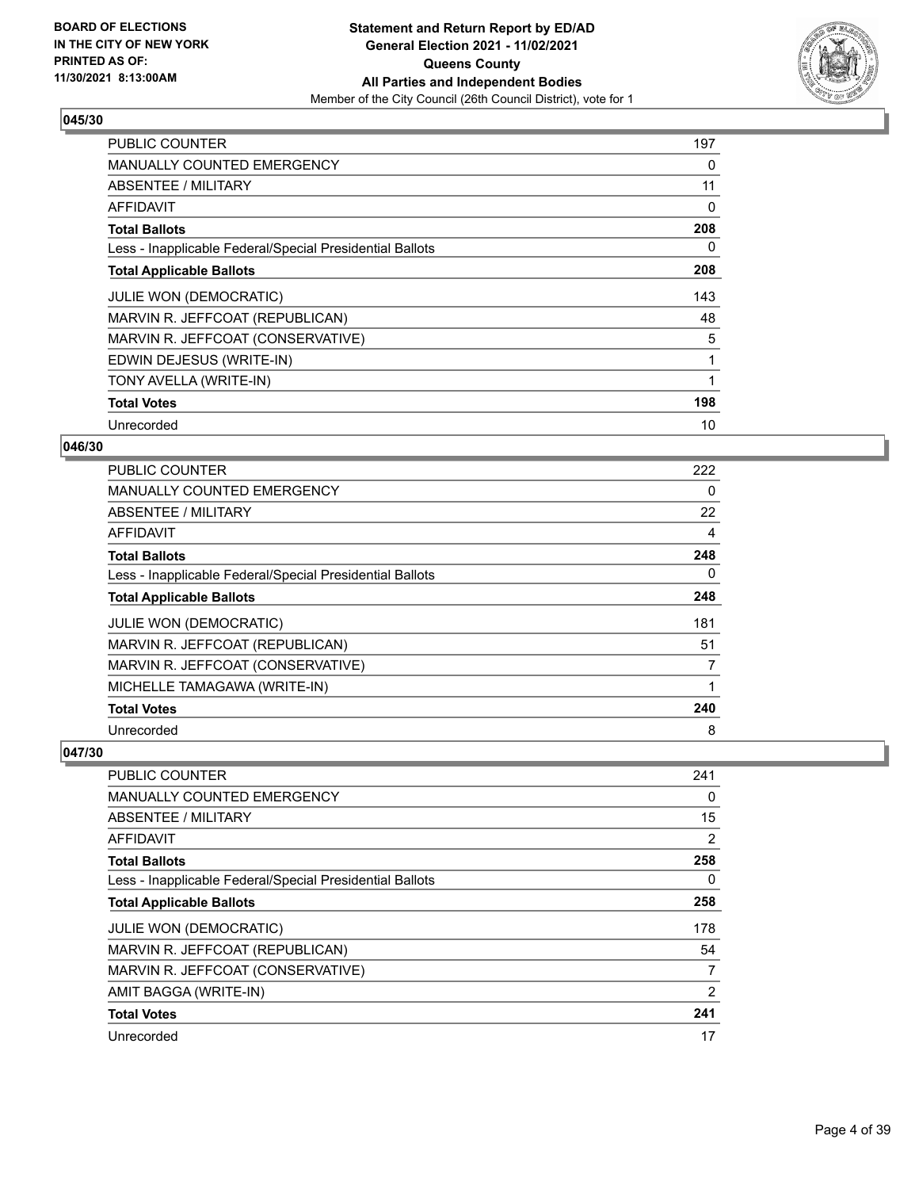## 045/30

| | |
|---|---|
| PUBLIC COUNTER | 197 |
| MANUALLY COUNTED EMERGENCY | 0 |
| ABSENTEE / MILITARY | 11 |
| AFFIDAVIT | 0 |
| **Total Ballots** | **208** |
| Less - Inapplicable Federal/Special Presidential Ballots | 0 |
| **Total Applicable Ballots** | **208** |
| JULIE WON (DEMOCRATIC) | 143 |
| MARVIN R. JEFFCOAT (REPUBLICAN) | 48 |
| MARVIN R. JEFFCOAT (CONSERVATIVE) | 5 |
| EDWIN DEJESUS (WRITE-IN) | 1 |
| TONY AVELLA (WRITE-IN) | 1 |
| **Total Votes** | **198** |
| Unrecorded | 10 |

## 046/30

| | |
|---|---|
| PUBLIC COUNTER | 222 |
| MANUALLY COUNTED EMERGENCY | 0 |
| ABSENTEE / MILITARY | 22 |
| AFFIDAVIT | 4 |
| **Total Ballots** | **248** |
| Less - Inapplicable Federal/Special Presidential Ballots | 0 |
| **Total Applicable Ballots** | **248** |
| JULIE WON (DEMOCRATIC) | 181 |
| MARVIN R. JEFFCOAT (REPUBLICAN) | 51 |
| MARVIN R. JEFFCOAT (CONSERVATIVE) | 7 |
| MICHELLE TAMAGAWA (WRITE-IN) | 1 |
| **Total Votes** | **240** |
| Unrecorded | 8 |

## 047/30

| | |
|---|---|
| PUBLIC COUNTER | 241 |
| MANUALLY COUNTED EMERGENCY | 0 |
| ABSENTEE / MILITARY | 15 |
| AFFIDAVIT | 2 |
| **Total Ballots** | **258** |
| Less - Inapplicable Federal/Special Presidential Ballots | 0 |
| **Total Applicable Ballots** | **258** |
| JULIE WON (DEMOCRATIC) | 178 |
| MARVIN R. JEFFCOAT (REPUBLICAN) | 54 |
| MARVIN R. JEFFCOAT (CONSERVATIVE) | 7 |
| AMIT BAGGA (WRITE-IN) | 2 |
| **Total Votes** | **241** |
| Unrecorded | 17 |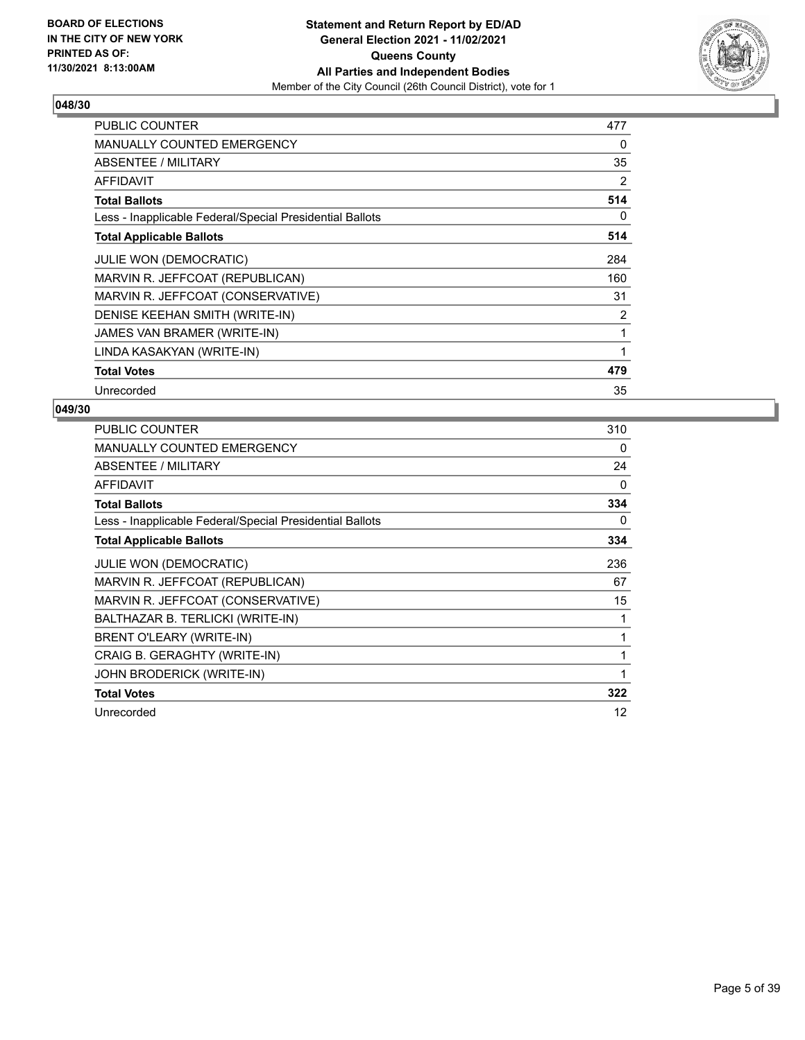**BOARD OF ELECTIONS IN THE CITY OF NEW YORK PRINTED AS OF: 11/30/2021 8:13:00AM**

**Statement and Return Report by ED/AD**
**General Election 2021 - 11/02/2021**
**Queens County**
**All Parties and Independent Bodies**
Member of the City Council (26th Council District), vote for 1

### 048/30

| | |
|---|---|
| PUBLIC COUNTER | 477 |
| MANUALLY COUNTED EMERGENCY | 0 |
| ABSENTEE / MILITARY | 35 |
| AFFIDAVIT | 2 |
| **Total Ballots** | **514** |
| Less - Inapplicable Federal/Special Presidential Ballots | 0 |
| **Total Applicable Ballots** | **514** |
| JULIE WON (DEMOCRATIC) | 284 |
| MARVIN R. JEFFCOAT (REPUBLICAN) | 160 |
| MARVIN R. JEFFCOAT (CONSERVATIVE) | 31 |
| DENISE KEEHAN SMITH (WRITE-IN) | 2 |
| JAMES VAN BRAMER (WRITE-IN) | 1 |
| LINDA KASAKYAN (WRITE-IN) | 1 |
| **Total Votes** | **479** |
| Unrecorded | 35 |

### 049/30

| | |
|---|---|
| PUBLIC COUNTER | 310 |
| MANUALLY COUNTED EMERGENCY | 0 |
| ABSENTEE / MILITARY | 24 |
| AFFIDAVIT | 0 |
| **Total Ballots** | **334** |
| Less - Inapplicable Federal/Special Presidential Ballots | 0 |
| **Total Applicable Ballots** | **334** |
| JULIE WON (DEMOCRATIC) | 236 |
| MARVIN R. JEFFCOAT (REPUBLICAN) | 67 |
| MARVIN R. JEFFCOAT (CONSERVATIVE) | 15 |
| BALTHAZAR B. TERLICKI (WRITE-IN) | 1 |
| BRENT O'LEARY (WRITE-IN) | 1 |
| CRAIG B. GERAGHTY (WRITE-IN) | 1 |
| JOHN BRODERICK (WRITE-IN) | 1 |
| **Total Votes** | **322** |
| Unrecorded | 12 |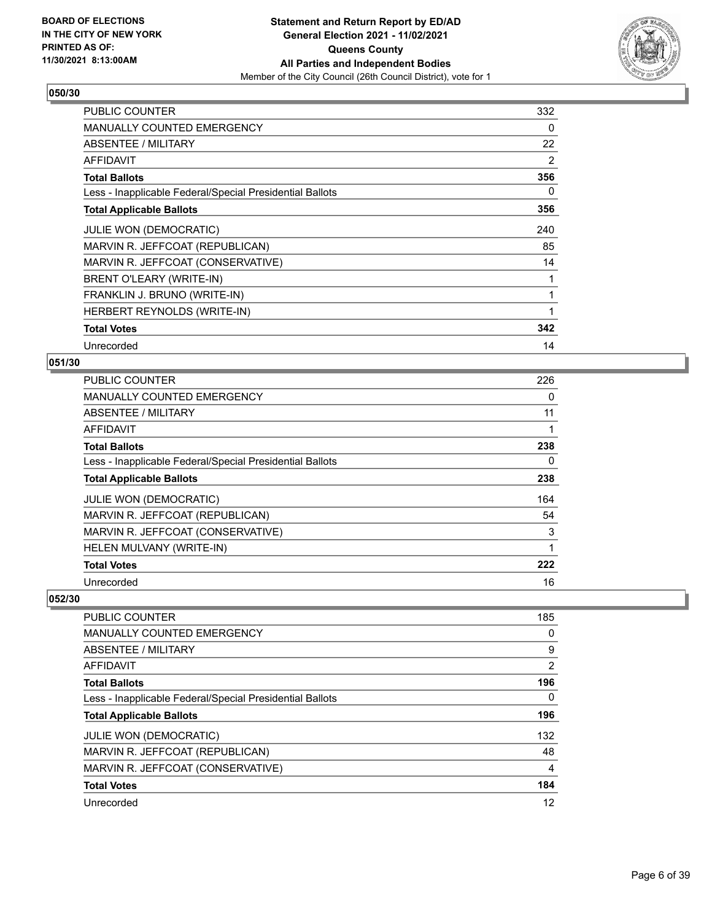**BOARD OF ELECTIONS IN THE CITY OF NEW YORK PRINTED AS OF: 11/30/2021 8:13:00AM**

**Statement and Return Report by ED/AD General Election 2021 - 11/02/2021 Queens County All Parties and Independent Bodies**

Member of the City Council (26th Council District), vote for 1

## 050/30

| | |
|---|---|
| PUBLIC COUNTER | 332 |
| MANUALLY COUNTED EMERGENCY | 0 |
| ABSENTEE / MILITARY | 22 |
| AFFIDAVIT | 2 |
| **Total Ballots** | **356** |
| Less - Inapplicable Federal/Special Presidential Ballots | 0 |
| **Total Applicable Ballots** | **356** |
| JULIE WON (DEMOCRATIC) | 240 |
| MARVIN R. JEFFCOAT (REPUBLICAN) | 85 |
| MARVIN R. JEFFCOAT (CONSERVATIVE) | 14 |
| BRENT O'LEARY (WRITE-IN) | 1 |
| FRANKLIN J. BRUNO (WRITE-IN) | 1 |
| HERBERT REYNOLDS (WRITE-IN) | 1 |
| **Total Votes** | **342** |
| Unrecorded | 14 |

## 051/30

| | |
|---|---|
| PUBLIC COUNTER | 226 |
| MANUALLY COUNTED EMERGENCY | 0 |
| ABSENTEE / MILITARY | 11 |
| AFFIDAVIT | 1 |
| **Total Ballots** | **238** |
| Less - Inapplicable Federal/Special Presidential Ballots | 0 |
| **Total Applicable Ballots** | **238** |
| JULIE WON (DEMOCRATIC) | 164 |
| MARVIN R. JEFFCOAT (REPUBLICAN) | 54 |
| MARVIN R. JEFFCOAT (CONSERVATIVE) | 3 |
| HELEN MULVANY (WRITE-IN) | 1 |
| **Total Votes** | **222** |
| Unrecorded | 16 |

## 052/30

| | |
|---|---|
| PUBLIC COUNTER | 185 |
| MANUALLY COUNTED EMERGENCY | 0 |
| ABSENTEE / MILITARY | 9 |
| AFFIDAVIT | 2 |
| **Total Ballots** | **196** |
| Less - Inapplicable Federal/Special Presidential Ballots | 0 |
| **Total Applicable Ballots** | **196** |
| JULIE WON (DEMOCRATIC) | 132 |
| MARVIN R. JEFFCOAT (REPUBLICAN) | 48 |
| MARVIN R. JEFFCOAT (CONSERVATIVE) | 4 |
| **Total Votes** | **184** |
| Unrecorded | 12 |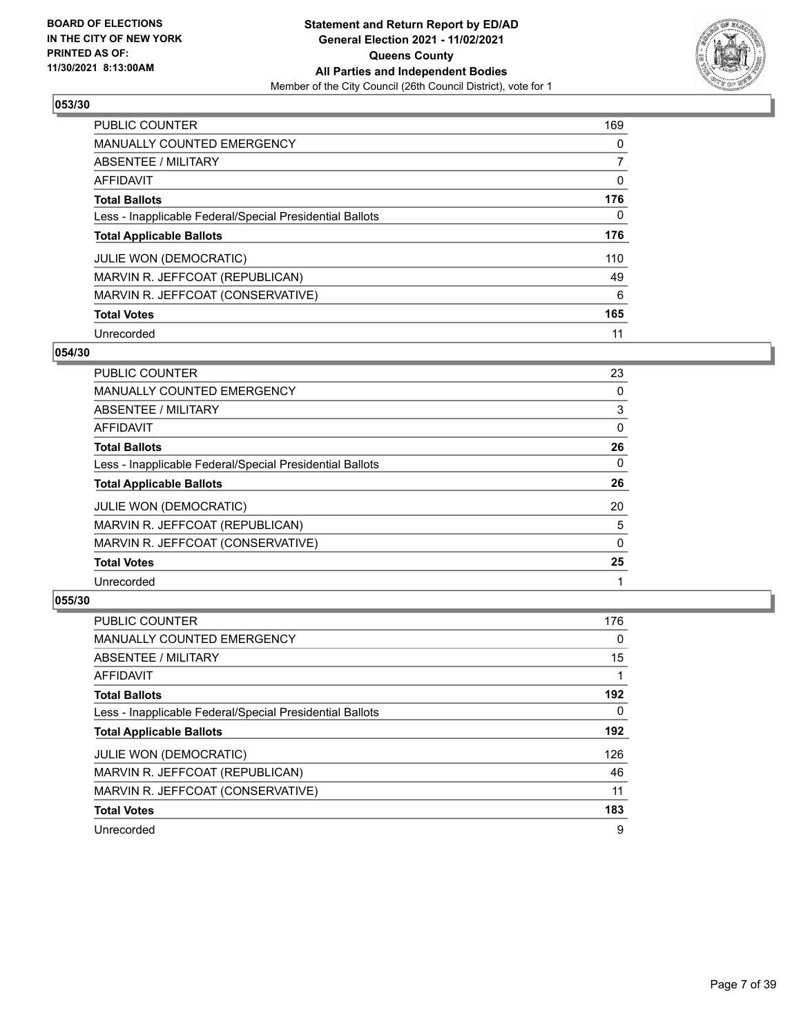BOARD OF ELECTIONS IN THE CITY OF NEW YORK PRINTED AS OF: 11/30/2021 8:13:00AM

**Statement and Return Report by ED/AD**
**General Election 2021 - 11/02/2021**
**Queens County**
**All Parties and Independent Bodies**
Member of the City Council (26th Council District), vote for 1

### 053/30

| | |
|---|---|
| PUBLIC COUNTER | 169 |
| MANUALLY COUNTED EMERGENCY | 0 |
| ABSENTEE / MILITARY | 7 |
| AFFIDAVIT | 0 |
| **Total Ballots** | **176** |
| Less - Inapplicable Federal/Special Presidential Ballots | 0 |
| **Total Applicable Ballots** | **176** |
| JULIE WON (DEMOCRATIC) | 110 |
| MARVIN R. JEFFCOAT (REPUBLICAN) | 49 |
| MARVIN R. JEFFCOAT (CONSERVATIVE) | 6 |
| **Total Votes** | **165** |
| Unrecorded | 11 |

### 054/30

| | |
|---|---|
| PUBLIC COUNTER | 23 |
| MANUALLY COUNTED EMERGENCY | 0 |
| ABSENTEE / MILITARY | 3 |
| AFFIDAVIT | 0 |
| **Total Ballots** | **26** |
| Less - Inapplicable Federal/Special Presidential Ballots | 0 |
| **Total Applicable Ballots** | **26** |
| JULIE WON (DEMOCRATIC) | 20 |
| MARVIN R. JEFFCOAT (REPUBLICAN) | 5 |
| MARVIN R. JEFFCOAT (CONSERVATIVE) | 0 |
| **Total Votes** | **25** |
| Unrecorded | 1 |

### 055/30

| | |
|---|---|
| PUBLIC COUNTER | 176 |
| MANUALLY COUNTED EMERGENCY | 0 |
| ABSENTEE / MILITARY | 15 |
| AFFIDAVIT | 1 |
| **Total Ballots** | **192** |
| Less - Inapplicable Federal/Special Presidential Ballots | 0 |
| **Total Applicable Ballots** | **192** |
| JULIE WON (DEMOCRATIC) | 126 |
| MARVIN R. JEFFCOAT (REPUBLICAN) | 46 |
| MARVIN R. JEFFCOAT (CONSERVATIVE) | 11 |
| **Total Votes** | **183** |
| Unrecorded | 9 |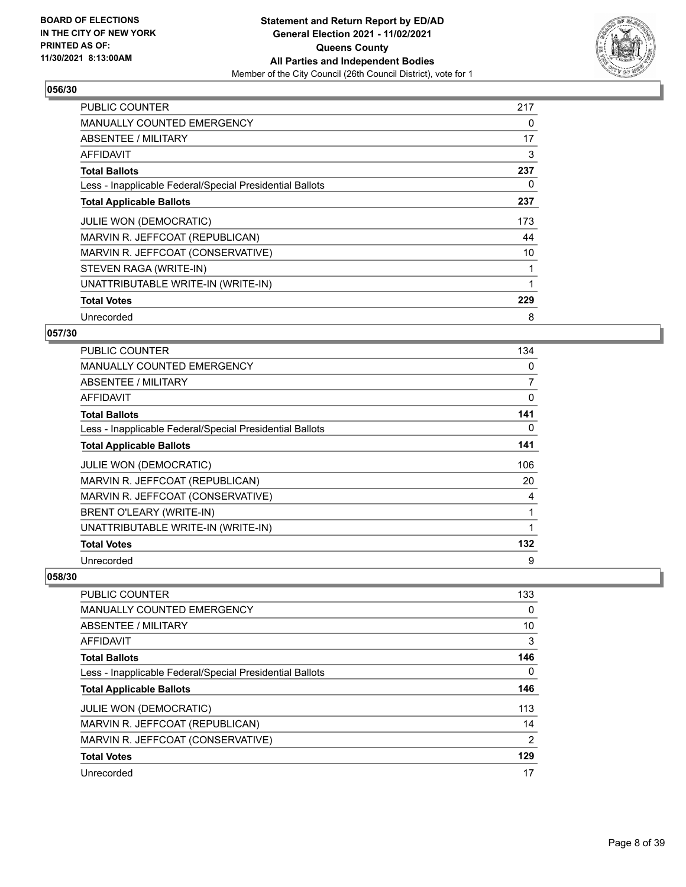## 056/30

| | |
|---|---|
| PUBLIC COUNTER | 217 |
| MANUALLY COUNTED EMERGENCY | 0 |
| ABSENTEE / MILITARY | 17 |
| AFFIDAVIT | 3 |
| **Total Ballots** | **237** |
| Less - Inapplicable Federal/Special Presidential Ballots | 0 |
| **Total Applicable Ballots** | **237** |
| JULIE WON (DEMOCRATIC) | 173 |
| MARVIN R. JEFFCOAT (REPUBLICAN) | 44 |
| MARVIN R. JEFFCOAT (CONSERVATIVE) | 10 |
| STEVEN RAGA (WRITE-IN) | 1 |
| UNATTRIBUTABLE WRITE-IN (WRITE-IN) | 1 |
| **Total Votes** | **229** |
| Unrecorded | 8 |

## 057/30

| | |
|---|---|
| PUBLIC COUNTER | 134 |
| MANUALLY COUNTED EMERGENCY | 0 |
| ABSENTEE / MILITARY | 7 |
| AFFIDAVIT | 0 |
| **Total Ballots** | **141** |
| Less - Inapplicable Federal/Special Presidential Ballots | 0 |
| **Total Applicable Ballots** | **141** |
| JULIE WON (DEMOCRATIC) | 106 |
| MARVIN R. JEFFCOAT (REPUBLICAN) | 20 |
| MARVIN R. JEFFCOAT (CONSERVATIVE) | 4 |
| BRENT O'LEARY (WRITE-IN) | 1 |
| UNATTRIBUTABLE WRITE-IN (WRITE-IN) | 1 |
| **Total Votes** | **132** |
| Unrecorded | 9 |

## 058/30

| | |
|---|---|
| PUBLIC COUNTER | 133 |
| MANUALLY COUNTED EMERGENCY | 0 |
| ABSENTEE / MILITARY | 10 |
| AFFIDAVIT | 3 |
| **Total Ballots** | **146** |
| Less - Inapplicable Federal/Special Presidential Ballots | 0 |
| **Total Applicable Ballots** | **146** |
| JULIE WON (DEMOCRATIC) | 113 |
| MARVIN R. JEFFCOAT (REPUBLICAN) | 14 |
| MARVIN R. JEFFCOAT (CONSERVATIVE) | 2 |
| **Total Votes** | **129** |
| Unrecorded | 17 |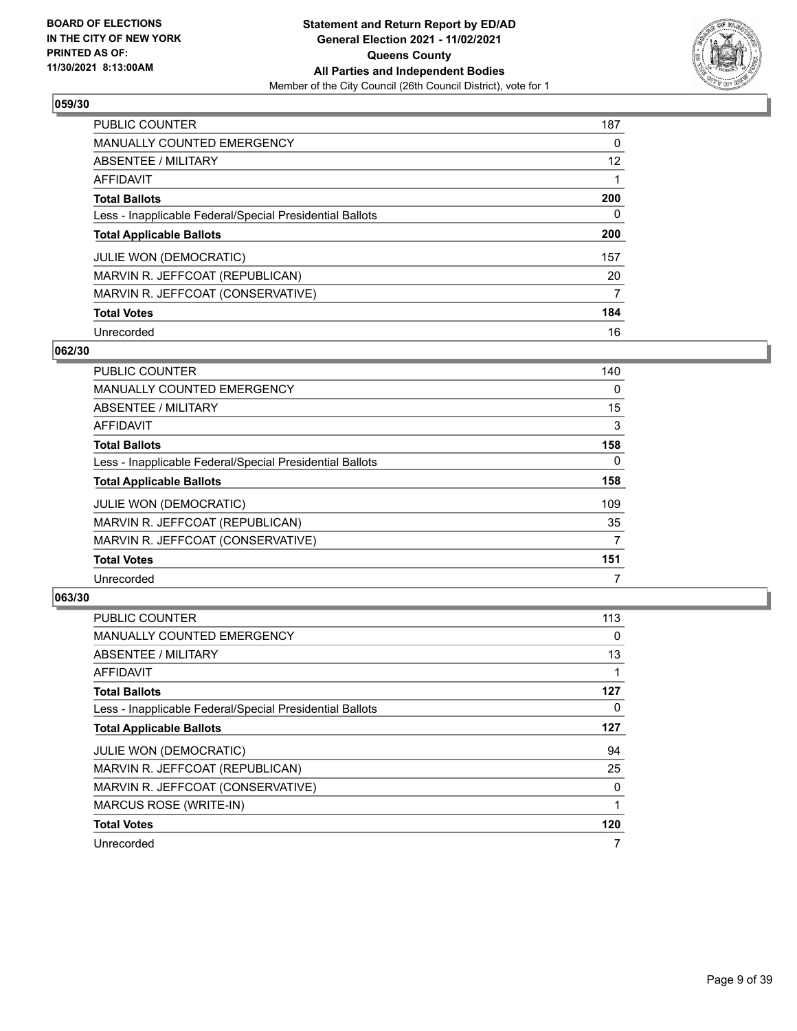### 059/30

| | |
|---|---|
| PUBLIC COUNTER | 187 |
| MANUALLY COUNTED EMERGENCY | 0 |
| ABSENTEE / MILITARY | 12 |
| AFFIDAVIT | 1 |
| **Total Ballots** | **200** |
| Less - Inapplicable Federal/Special Presidential Ballots | 0 |
| **Total Applicable Ballots** | **200** |
| JULIE WON (DEMOCRATIC) | 157 |
| MARVIN R. JEFFCOAT (REPUBLICAN) | 20 |
| MARVIN R. JEFFCOAT (CONSERVATIVE) | 7 |
| **Total Votes** | **184** |
| Unrecorded | 16 |

### 062/30

| | |
|---|---|
| PUBLIC COUNTER | 140 |
| MANUALLY COUNTED EMERGENCY | 0 |
| ABSENTEE / MILITARY | 15 |
| AFFIDAVIT | 3 |
| **Total Ballots** | **158** |
| Less - Inapplicable Federal/Special Presidential Ballots | 0 |
| **Total Applicable Ballots** | **158** |
| JULIE WON (DEMOCRATIC) | 109 |
| MARVIN R. JEFFCOAT (REPUBLICAN) | 35 |
| MARVIN R. JEFFCOAT (CONSERVATIVE) | 7 |
| **Total Votes** | **151** |
| Unrecorded | 7 |

### 063/30

| | |
|---|---|
| PUBLIC COUNTER | 113 |
| MANUALLY COUNTED EMERGENCY | 0 |
| ABSENTEE / MILITARY | 13 |
| AFFIDAVIT | 1 |
| **Total Ballots** | **127** |
| Less - Inapplicable Federal/Special Presidential Ballots | 0 |
| **Total Applicable Ballots** | **127** |
| JULIE WON (DEMOCRATIC) | 94 |
| MARVIN R. JEFFCOAT (REPUBLICAN) | 25 |
| MARVIN R. JEFFCOAT (CONSERVATIVE) | 0 |
| MARCUS ROSE (WRITE-IN) | 1 |
| **Total Votes** | **120** |
| Unrecorded | 7 |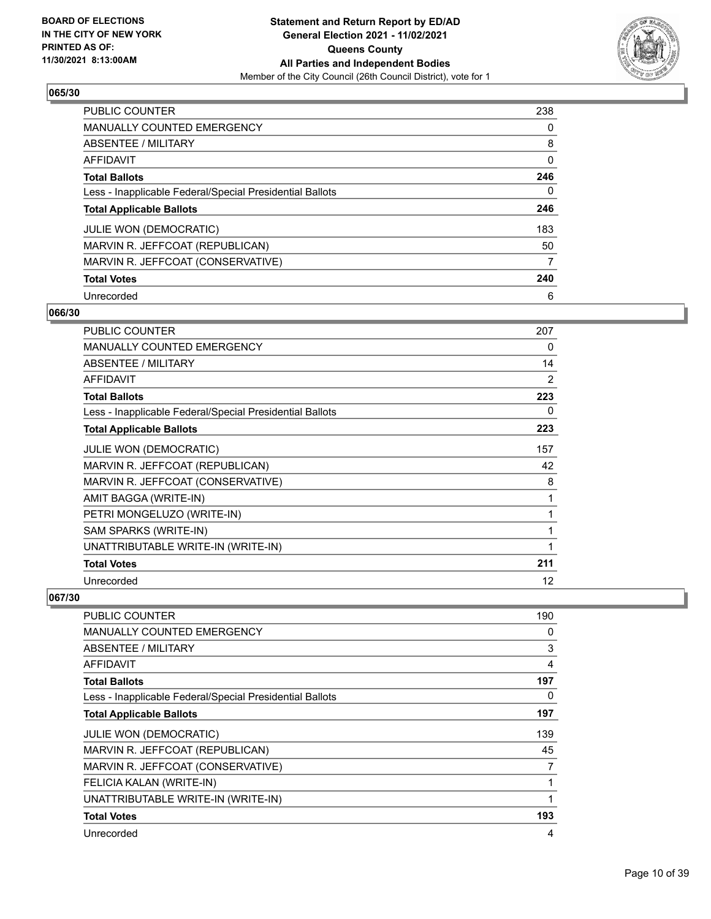## 065/30

| | |
|---|---|
| PUBLIC COUNTER | 238 |
| MANUALLY COUNTED EMERGENCY | 0 |
| ABSENTEE / MILITARY | 8 |
| AFFIDAVIT | 0 |
| **Total Ballots** | **246** |
| Less - Inapplicable Federal/Special Presidential Ballots | 0 |
| **Total Applicable Ballots** | **246** |
| JULIE WON (DEMOCRATIC) | 183 |
| MARVIN R. JEFFCOAT (REPUBLICAN) | 50 |
| MARVIN R. JEFFCOAT (CONSERVATIVE) | 7 |
| **Total Votes** | **240** |
| Unrecorded | 6 |

## 066/30

| | |
|---|---|
| PUBLIC COUNTER | 207 |
| MANUALLY COUNTED EMERGENCY | 0 |
| ABSENTEE / MILITARY | 14 |
| AFFIDAVIT | 2 |
| **Total Ballots** | **223** |
| Less - Inapplicable Federal/Special Presidential Ballots | 0 |
| **Total Applicable Ballots** | **223** |
| JULIE WON (DEMOCRATIC) | 157 |
| MARVIN R. JEFFCOAT (REPUBLICAN) | 42 |
| MARVIN R. JEFFCOAT (CONSERVATIVE) | 8 |
| AMIT BAGGA (WRITE-IN) | 1 |
| PETRI MONGELUZO (WRITE-IN) | 1 |
| SAM SPARKS (WRITE-IN) | 1 |
| UNATTRIBUTABLE WRITE-IN (WRITE-IN) | 1 |
| **Total Votes** | **211** |
| Unrecorded | 12 |

## 067/30

| | |
|---|---|
| PUBLIC COUNTER | 190 |
| MANUALLY COUNTED EMERGENCY | 0 |
| ABSENTEE / MILITARY | 3 |
| AFFIDAVIT | 4 |
| **Total Ballots** | **197** |
| Less - Inapplicable Federal/Special Presidential Ballots | 0 |
| **Total Applicable Ballots** | **197** |
| JULIE WON (DEMOCRATIC) | 139 |
| MARVIN R. JEFFCOAT (REPUBLICAN) | 45 |
| MARVIN R. JEFFCOAT (CONSERVATIVE) | 7 |
| FELICIA KALAN (WRITE-IN) | 1 |
| UNATTRIBUTABLE WRITE-IN (WRITE-IN) | 1 |
| **Total Votes** | **193** |
| Unrecorded | 4 |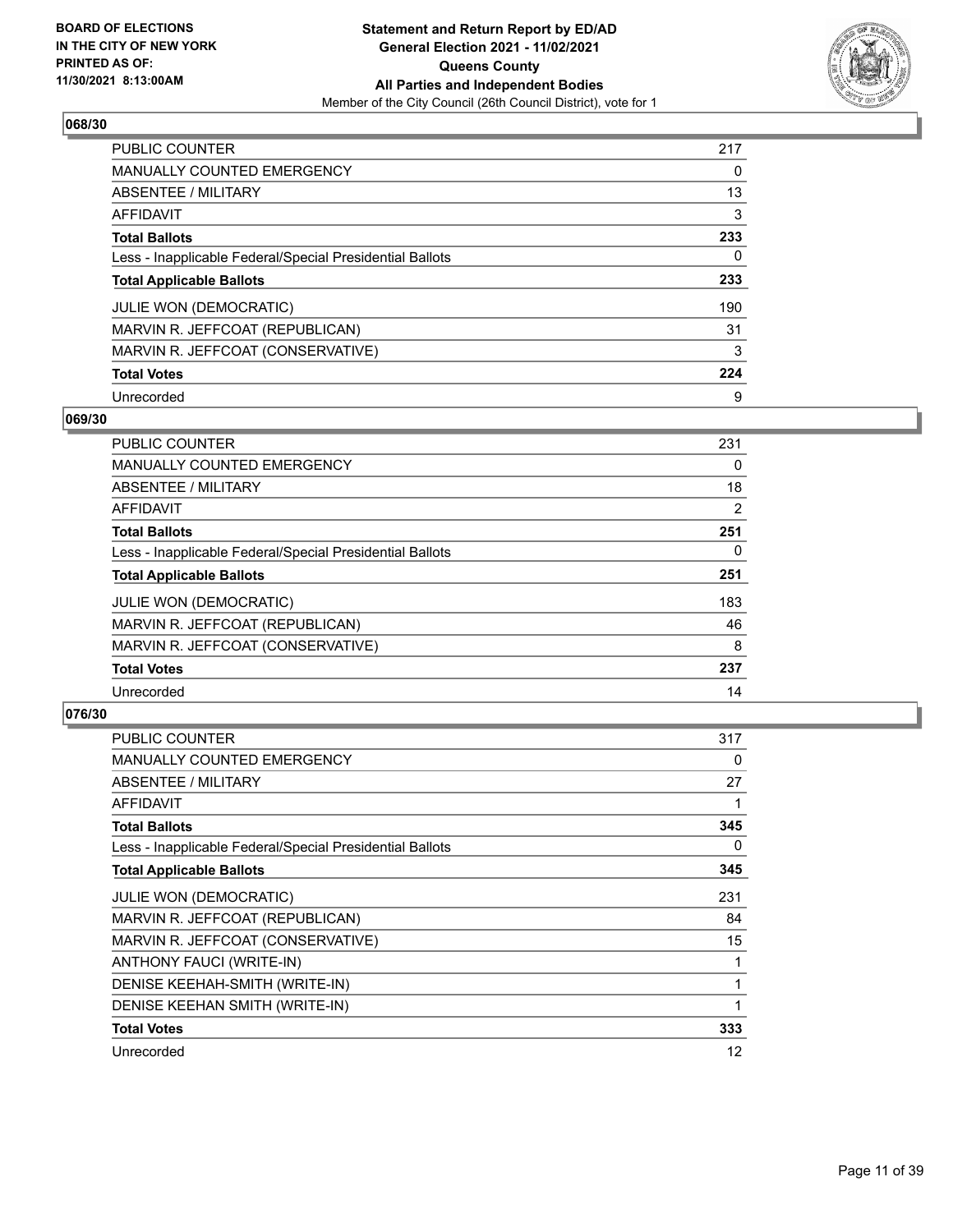**BOARD OF ELECTIONS IN THE CITY OF NEW YORK PRINTED AS OF: 11/30/2021 8:13:00AM**

**Statement and Return Report by ED/AD General Election 2021 - 11/02/2021 Queens County All Parties and Independent Bodies**

Member of the City Council (26th Council District), vote for 1

## 068/30

| | |
|---|---|
| PUBLIC COUNTER | 217 |
| MANUALLY COUNTED EMERGENCY | 0 |
| ABSENTEE / MILITARY | 13 |
| AFFIDAVIT | 3 |
| **Total Ballots** | **233** |
| Less - Inapplicable Federal/Special Presidential Ballots | 0 |
| **Total Applicable Ballots** | **233** |
| JULIE WON (DEMOCRATIC) | 190 |
| MARVIN R. JEFFCOAT (REPUBLICAN) | 31 |
| MARVIN R. JEFFCOAT (CONSERVATIVE) | 3 |
| **Total Votes** | **224** |
| Unrecorded | 9 |

## 069/30

| | |
|---|---|
| PUBLIC COUNTER | 231 |
| MANUALLY COUNTED EMERGENCY | 0 |
| ABSENTEE / MILITARY | 18 |
| AFFIDAVIT | 2 |
| **Total Ballots** | **251** |
| Less - Inapplicable Federal/Special Presidential Ballots | 0 |
| **Total Applicable Ballots** | **251** |
| JULIE WON (DEMOCRATIC) | 183 |
| MARVIN R. JEFFCOAT (REPUBLICAN) | 46 |
| MARVIN R. JEFFCOAT (CONSERVATIVE) | 8 |
| **Total Votes** | **237** |
| Unrecorded | 14 |

## 076/30

| | |
|---|---|
| PUBLIC COUNTER | 317 |
| MANUALLY COUNTED EMERGENCY | 0 |
| ABSENTEE / MILITARY | 27 |
| AFFIDAVIT | 1 |
| **Total Ballots** | **345** |
| Less - Inapplicable Federal/Special Presidential Ballots | 0 |
| **Total Applicable Ballots** | **345** |
| JULIE WON (DEMOCRATIC) | 231 |
| MARVIN R. JEFFCOAT (REPUBLICAN) | 84 |
| MARVIN R. JEFFCOAT (CONSERVATIVE) | 15 |
| ANTHONY FAUCI (WRITE-IN) | 1 |
| DENISE KEEHAH-SMITH (WRITE-IN) | 1 |
| DENISE KEEHAN SMITH (WRITE-IN) | 1 |
| **Total Votes** | **333** |
| Unrecorded | 12 |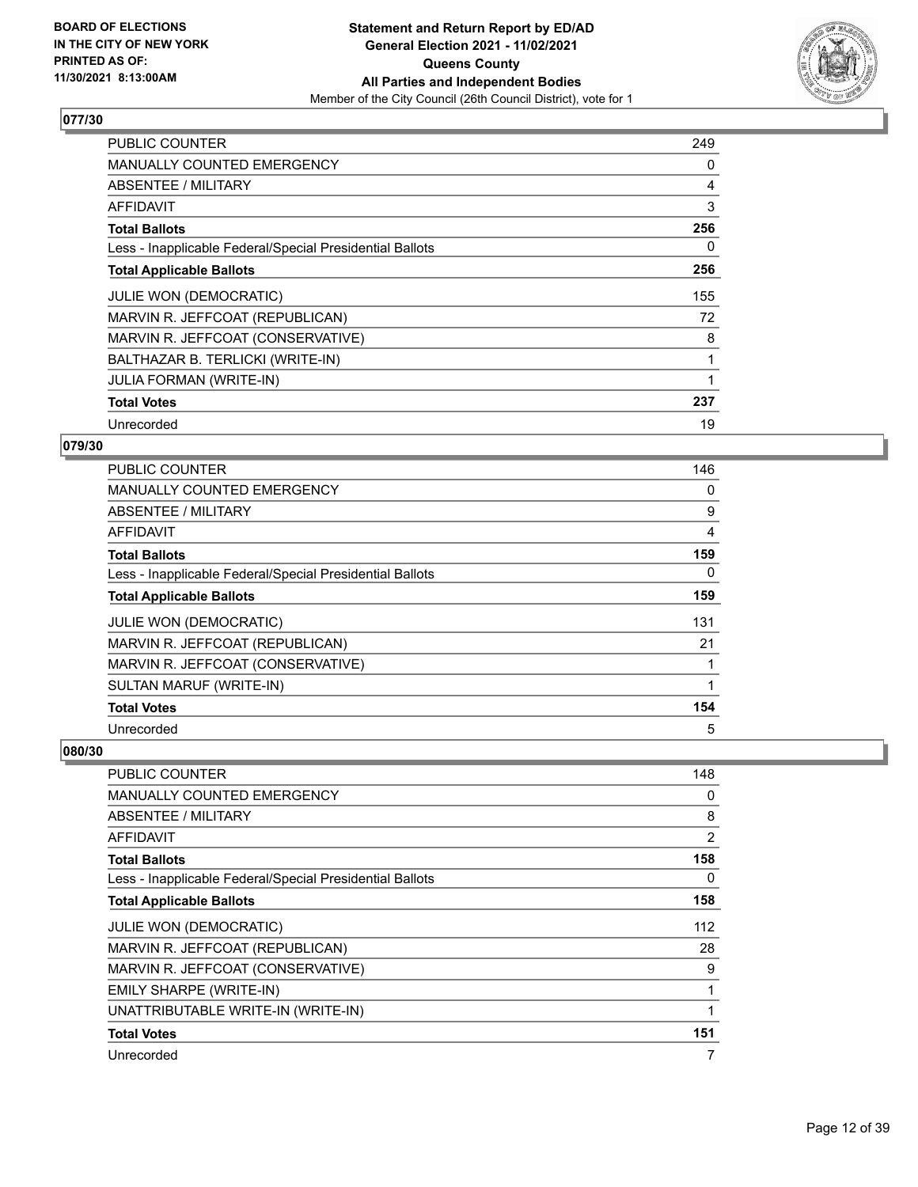**BOARD OF ELECTIONS IN THE CITY OF NEW YORK PRINTED AS OF: 11/30/2021 8:13:00AM**

**Statement and Return Report by ED/AD General Election 2021 - 11/02/2021 Queens County All Parties and Independent Bodies**

Member of the City Council (26th Council District), vote for 1

## 077/30

| | |
|---|---|
| PUBLIC COUNTER | 249 |
| MANUALLY COUNTED EMERGENCY | 0 |
| ABSENTEE / MILITARY | 4 |
| AFFIDAVIT | 3 |
| **Total Ballots** | **256** |
| Less - Inapplicable Federal/Special Presidential Ballots | 0 |
| **Total Applicable Ballots** | **256** |
| JULIE WON (DEMOCRATIC) | 155 |
| MARVIN R. JEFFCOAT (REPUBLICAN) | 72 |
| MARVIN R. JEFFCOAT (CONSERVATIVE) | 8 |
| BALTHAZAR B. TERLICKI (WRITE-IN) | 1 |
| JULIA FORMAN (WRITE-IN) | 1 |
| **Total Votes** | **237** |
| Unrecorded | 19 |

## 079/30

| | |
|---|---|
| PUBLIC COUNTER | 146 |
| MANUALLY COUNTED EMERGENCY | 0 |
| ABSENTEE / MILITARY | 9 |
| AFFIDAVIT | 4 |
| **Total Ballots** | **159** |
| Less - Inapplicable Federal/Special Presidential Ballots | 0 |
| **Total Applicable Ballots** | **159** |
| JULIE WON (DEMOCRATIC) | 131 |
| MARVIN R. JEFFCOAT (REPUBLICAN) | 21 |
| MARVIN R. JEFFCOAT (CONSERVATIVE) | 1 |
| SULTAN MARUF (WRITE-IN) | 1 |
| **Total Votes** | **154** |
| Unrecorded | 5 |

## 080/30

| | |
|---|---|
| PUBLIC COUNTER | 148 |
| MANUALLY COUNTED EMERGENCY | 0 |
| ABSENTEE / MILITARY | 8 |
| AFFIDAVIT | 2 |
| **Total Ballots** | **158** |
| Less - Inapplicable Federal/Special Presidential Ballots | 0 |
| **Total Applicable Ballots** | **158** |
| JULIE WON (DEMOCRATIC) | 112 |
| MARVIN R. JEFFCOAT (REPUBLICAN) | 28 |
| MARVIN R. JEFFCOAT (CONSERVATIVE) | 9 |
| EMILY SHARPE (WRITE-IN) | 1 |
| UNATTRIBUTABLE WRITE-IN (WRITE-IN) | 1 |
| **Total Votes** | **151** |
| Unrecorded | 7 |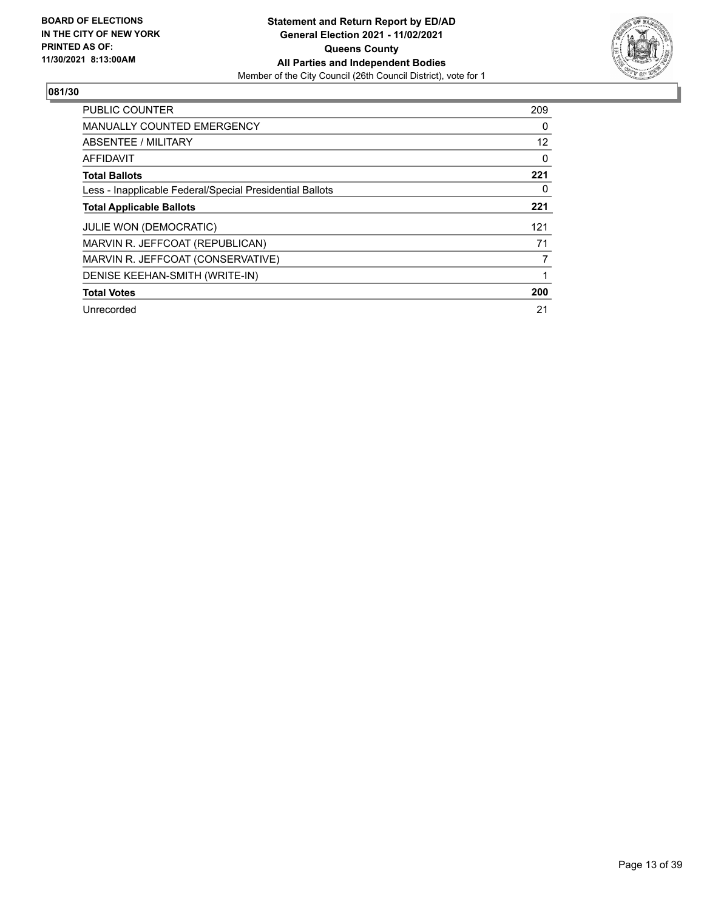**BOARD OF ELECTIONS IN THE CITY OF NEW YORK PRINTED AS OF: 11/30/2021 8:13:00AM**

**Statement and Return Report by ED/AD**
**General Election 2021 - 11/02/2021**
**Queens County**
**All Parties and Independent Bodies**
Member of the City Council (26th Council District), vote for 1

## 081/30

| | |
|---|---|
| PUBLIC COUNTER | 209 |
| MANUALLY COUNTED EMERGENCY | 0 |
| ABSENTEE / MILITARY | 12 |
| AFFIDAVIT | 0 |
| **Total Ballots** | **221** |
| Less - Inapplicable Federal/Special Presidential Ballots | 0 |
| **Total Applicable Ballots** | **221** |
| JULIE WON (DEMOCRATIC) | 121 |
| MARVIN R. JEFFCOAT (REPUBLICAN) | 71 |
| MARVIN R. JEFFCOAT (CONSERVATIVE) | 7 |
| DENISE KEEHAN-SMITH (WRITE-IN) | 1 |
| **Total Votes** | **200** |
| Unrecorded | 21 |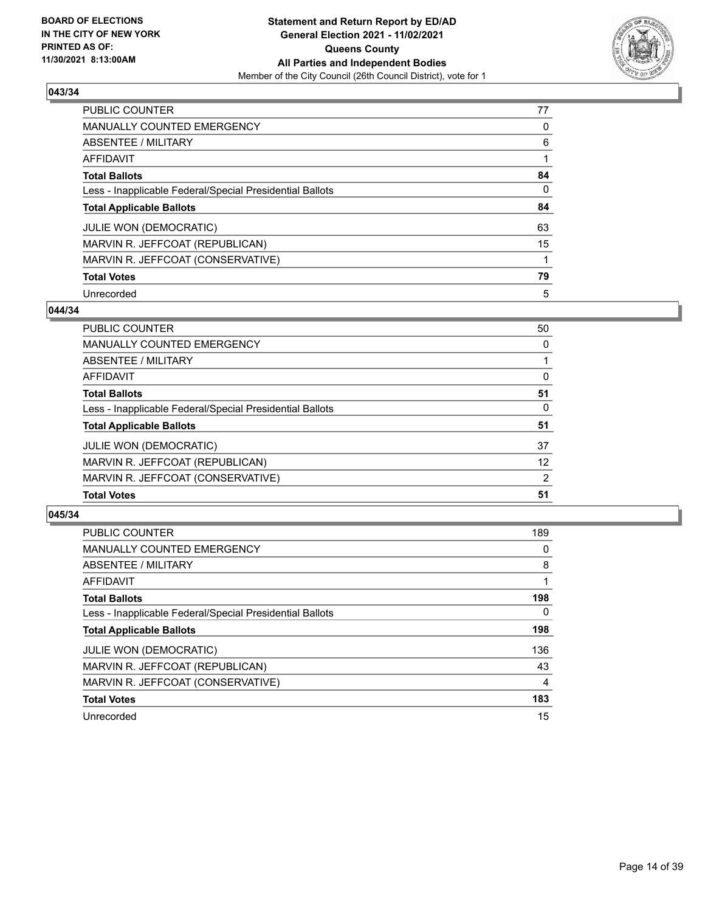## 043/34

| | |
|---|---|
| PUBLIC COUNTER | 77 |
| MANUALLY COUNTED EMERGENCY | 0 |
| ABSENTEE / MILITARY | 6 |
| AFFIDAVIT | 1 |
| **Total Ballots** | **84** |
| Less - Inapplicable Federal/Special Presidential Ballots | 0 |
| **Total Applicable Ballots** | **84** |
| JULIE WON (DEMOCRATIC) | 63 |
| MARVIN R. JEFFCOAT (REPUBLICAN) | 15 |
| MARVIN R. JEFFCOAT (CONSERVATIVE) | 1 |
| **Total Votes** | **79** |
| Unrecorded | 5 |

## 044/34

| | |
|---|---|
| PUBLIC COUNTER | 50 |
| MANUALLY COUNTED EMERGENCY | 0 |
| ABSENTEE / MILITARY | 1 |
| AFFIDAVIT | 0 |
| **Total Ballots** | **51** |
| Less - Inapplicable Federal/Special Presidential Ballots | 0 |
| **Total Applicable Ballots** | **51** |
| JULIE WON (DEMOCRATIC) | 37 |
| MARVIN R. JEFFCOAT (REPUBLICAN) | 12 |
| MARVIN R. JEFFCOAT (CONSERVATIVE) | 2 |
| **Total Votes** | **51** |

## 045/34

| | |
|---|---|
| PUBLIC COUNTER | 189 |
| MANUALLY COUNTED EMERGENCY | 0 |
| ABSENTEE / MILITARY | 8 |
| AFFIDAVIT | 1 |
| **Total Ballots** | **198** |
| Less - Inapplicable Federal/Special Presidential Ballots | 0 |
| **Total Applicable Ballots** | **198** |
| JULIE WON (DEMOCRATIC) | 136 |
| MARVIN R. JEFFCOAT (REPUBLICAN) | 43 |
| MARVIN R. JEFFCOAT (CONSERVATIVE) | 4 |
| **Total Votes** | **183** |
| Unrecorded | 15 |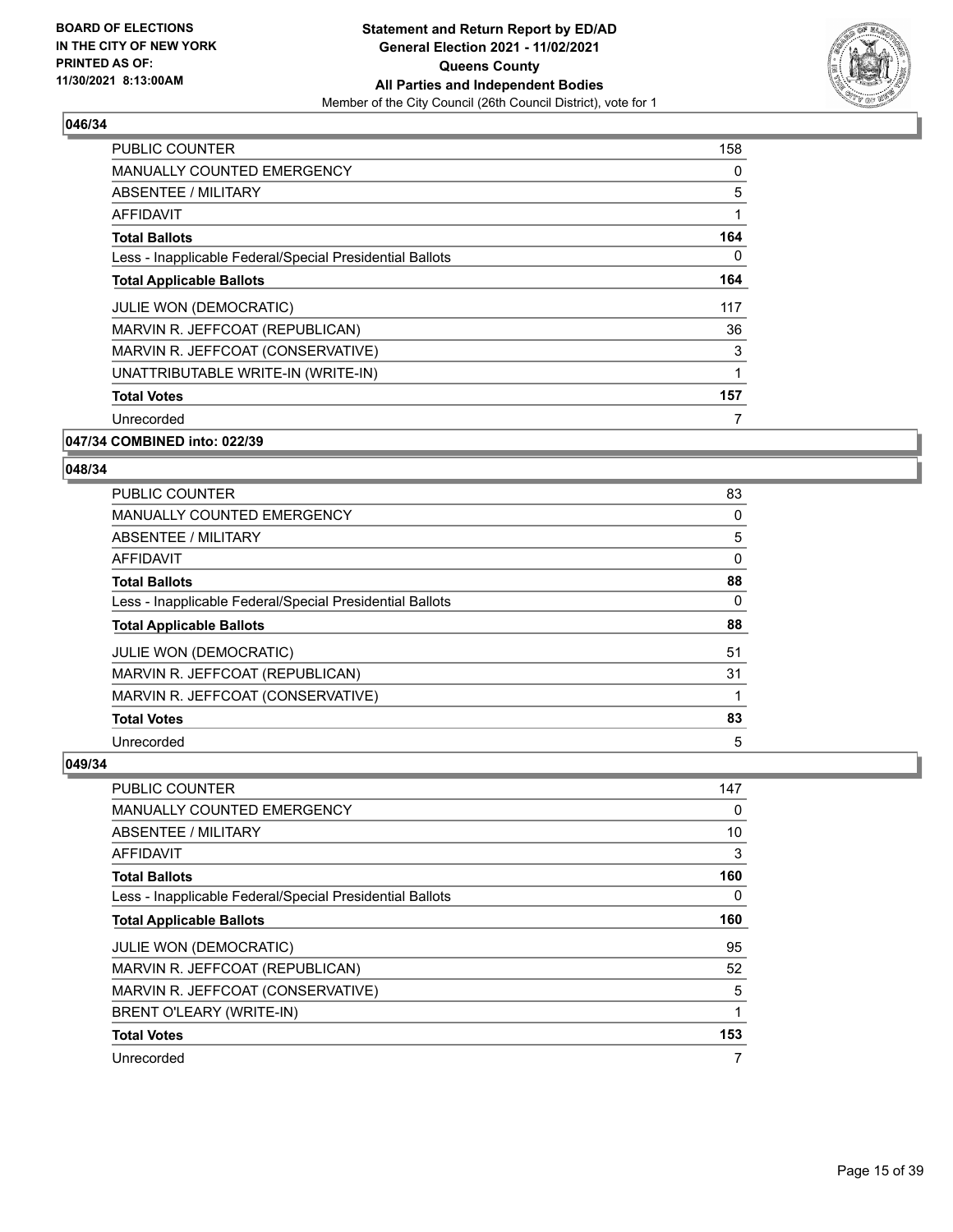## 046/34

| | |
|---|---|
| PUBLIC COUNTER | 158 |
| MANUALLY COUNTED EMERGENCY | 0 |
| ABSENTEE / MILITARY | 5 |
| AFFIDAVIT | 1 |
| **Total Ballots** | **164** |
| Less - Inapplicable Federal/Special Presidential Ballots | 0 |
| **Total Applicable Ballots** | **164** |
| JULIE WON (DEMOCRATIC) | 117 |
| MARVIN R. JEFFCOAT (REPUBLICAN) | 36 |
| MARVIN R. JEFFCOAT (CONSERVATIVE) | 3 |
| UNATTRIBUTABLE WRITE-IN (WRITE-IN) | 1 |
| **Total Votes** | **157** |
| Unrecorded | 7 |

## 047/34 COMBINED into: 022/39

## 048/34

| | |
|---|---|
| PUBLIC COUNTER | 83 |
| MANUALLY COUNTED EMERGENCY | 0 |
| ABSENTEE / MILITARY | 5 |
| AFFIDAVIT | 0 |
| **Total Ballots** | **88** |
| Less - Inapplicable Federal/Special Presidential Ballots | 0 |
| **Total Applicable Ballots** | **88** |
| JULIE WON (DEMOCRATIC) | 51 |
| MARVIN R. JEFFCOAT (REPUBLICAN) | 31 |
| MARVIN R. JEFFCOAT (CONSERVATIVE) | 1 |
| **Total Votes** | **83** |
| Unrecorded | 5 |

## 049/34

| | |
|---|---|
| PUBLIC COUNTER | 147 |
| MANUALLY COUNTED EMERGENCY | 0 |
| ABSENTEE / MILITARY | 10 |
| AFFIDAVIT | 3 |
| **Total Ballots** | **160** |
| Less - Inapplicable Federal/Special Presidential Ballots | 0 |
| **Total Applicable Ballots** | **160** |
| JULIE WON (DEMOCRATIC) | 95 |
| MARVIN R. JEFFCOAT (REPUBLICAN) | 52 |
| MARVIN R. JEFFCOAT (CONSERVATIVE) | 5 |
| BRENT O'LEARY (WRITE-IN) | 1 |
| **Total Votes** | **153** |
| Unrecorded | 7 |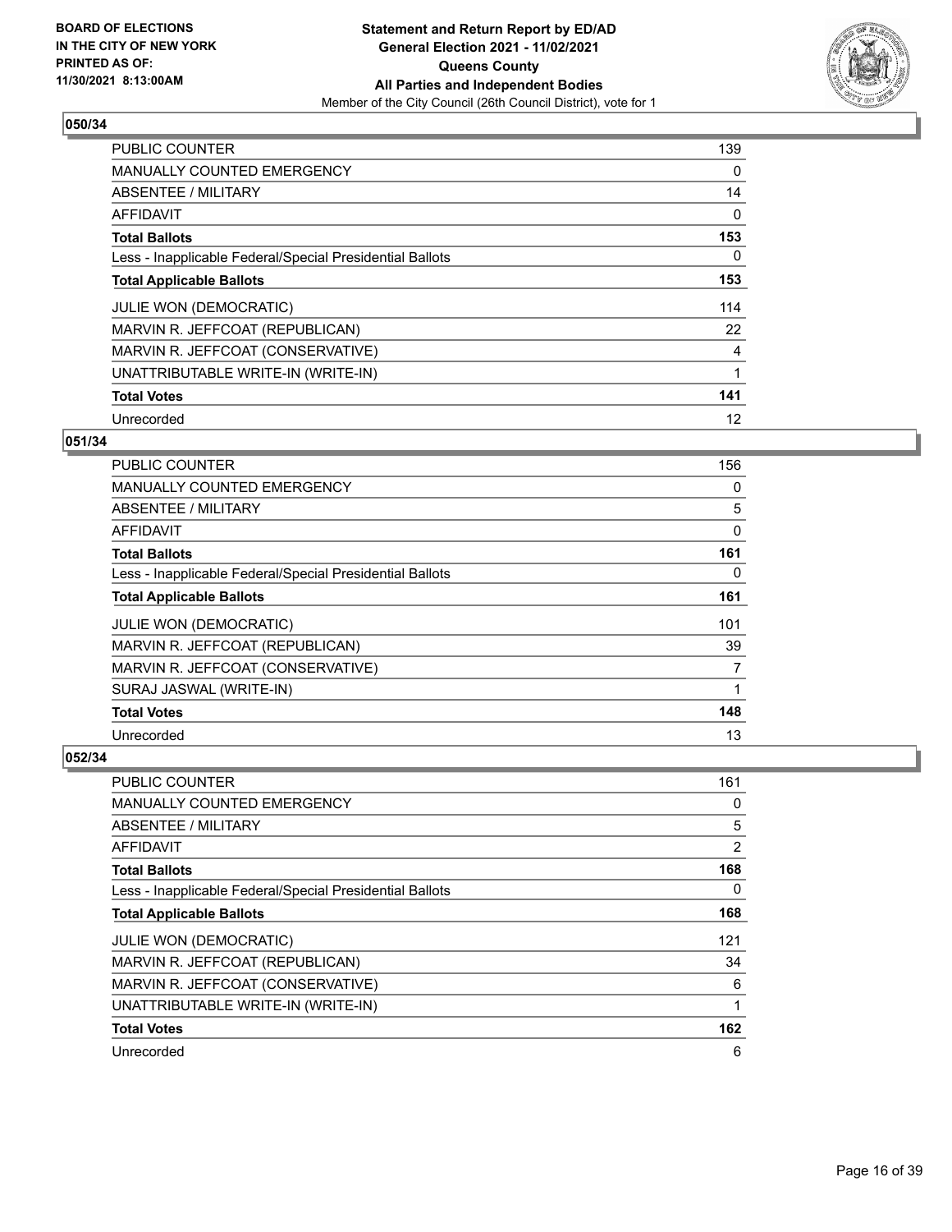## 050/34

| | |
|---|---|
| PUBLIC COUNTER | 139 |
| MANUALLY COUNTED EMERGENCY | 0 |
| ABSENTEE / MILITARY | 14 |
| AFFIDAVIT | 0 |
| **Total Ballots** | **153** |
| Less - Inapplicable Federal/Special Presidential Ballots | 0 |
| **Total Applicable Ballots** | **153** |
| JULIE WON (DEMOCRATIC) | 114 |
| MARVIN R. JEFFCOAT (REPUBLICAN) | 22 |
| MARVIN R. JEFFCOAT (CONSERVATIVE) | 4 |
| UNATTRIBUTABLE WRITE-IN (WRITE-IN) | 1 |
| **Total Votes** | **141** |
| Unrecorded | 12 |

## 051/34

| | |
|---|---|
| PUBLIC COUNTER | 156 |
| MANUALLY COUNTED EMERGENCY | 0 |
| ABSENTEE / MILITARY | 5 |
| AFFIDAVIT | 0 |
| **Total Ballots** | **161** |
| Less - Inapplicable Federal/Special Presidential Ballots | 0 |
| **Total Applicable Ballots** | **161** |
| JULIE WON (DEMOCRATIC) | 101 |
| MARVIN R. JEFFCOAT (REPUBLICAN) | 39 |
| MARVIN R. JEFFCOAT (CONSERVATIVE) | 7 |
| SURAJ JASWAL (WRITE-IN) | 1 |
| **Total Votes** | **148** |
| Unrecorded | 13 |

## 052/34

| | |
|---|---|
| PUBLIC COUNTER | 161 |
| MANUALLY COUNTED EMERGENCY | 0 |
| ABSENTEE / MILITARY | 5 |
| AFFIDAVIT | 2 |
| **Total Ballots** | **168** |
| Less - Inapplicable Federal/Special Presidential Ballots | 0 |
| **Total Applicable Ballots** | **168** |
| JULIE WON (DEMOCRATIC) | 121 |
| MARVIN R. JEFFCOAT (REPUBLICAN) | 34 |
| MARVIN R. JEFFCOAT (CONSERVATIVE) | 6 |
| UNATTRIBUTABLE WRITE-IN (WRITE-IN) | 1 |
| **Total Votes** | **162** |
| Unrecorded | 6 |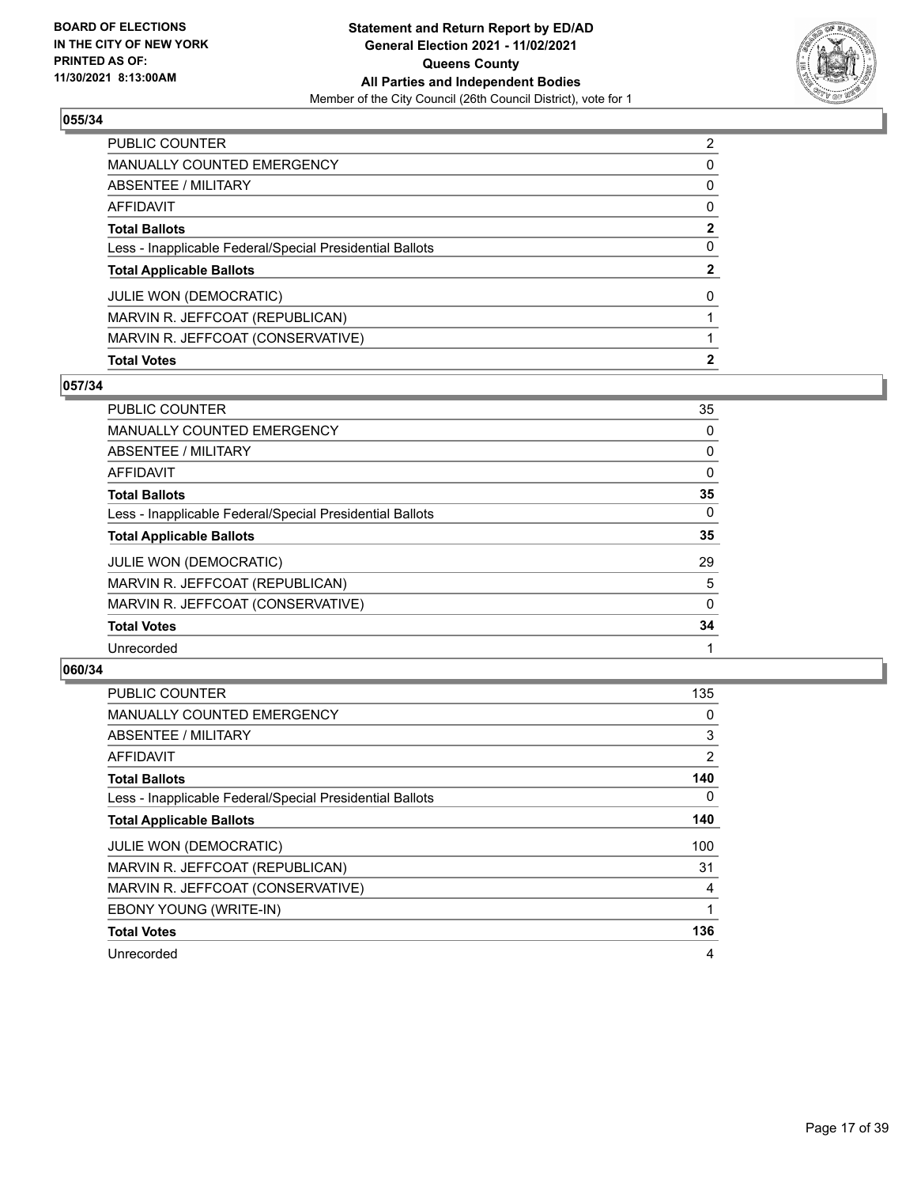**BOARD OF ELECTIONS IN THE CITY OF NEW YORK PRINTED AS OF: 11/30/2021 8:13:00AM**

**Statement and Return Report by ED/AD General Election 2021 - 11/02/2021 Queens County All Parties and Independent Bodies**

Member of the City Council (26th Council District), vote for 1

### 055/34

| | |
|---|---|
| PUBLIC COUNTER | 2 |
| MANUALLY COUNTED EMERGENCY | 0 |
| ABSENTEE / MILITARY | 0 |
| AFFIDAVIT | 0 |
| **Total Ballots** | **2** |
| Less - Inapplicable Federal/Special Presidential Ballots | 0 |
| **Total Applicable Ballots** | **2** |
| JULIE WON (DEMOCRATIC) | 0 |
| MARVIN R. JEFFCOAT (REPUBLICAN) | 1 |
| MARVIN R. JEFFCOAT (CONSERVATIVE) | 1 |
| **Total Votes** | **2** |

### 057/34

| | |
|---|---|
| PUBLIC COUNTER | 35 |
| MANUALLY COUNTED EMERGENCY | 0 |
| ABSENTEE / MILITARY | 0 |
| AFFIDAVIT | 0 |
| **Total Ballots** | **35** |
| Less - Inapplicable Federal/Special Presidential Ballots | 0 |
| **Total Applicable Ballots** | **35** |
| JULIE WON (DEMOCRATIC) | 29 |
| MARVIN R. JEFFCOAT (REPUBLICAN) | 5 |
| MARVIN R. JEFFCOAT (CONSERVATIVE) | 0 |
| **Total Votes** | **34** |
| Unrecorded | 1 |

### 060/34

| | |
|---|---|
| PUBLIC COUNTER | 135 |
| MANUALLY COUNTED EMERGENCY | 0 |
| ABSENTEE / MILITARY | 3 |
| AFFIDAVIT | 2 |
| **Total Ballots** | **140** |
| Less - Inapplicable Federal/Special Presidential Ballots | 0 |
| **Total Applicable Ballots** | **140** |
| JULIE WON (DEMOCRATIC) | 100 |
| MARVIN R. JEFFCOAT (REPUBLICAN) | 31 |
| MARVIN R. JEFFCOAT (CONSERVATIVE) | 4 |
| EBONY YOUNG (WRITE-IN) | 1 |
| **Total Votes** | **136** |
| Unrecorded | 4 |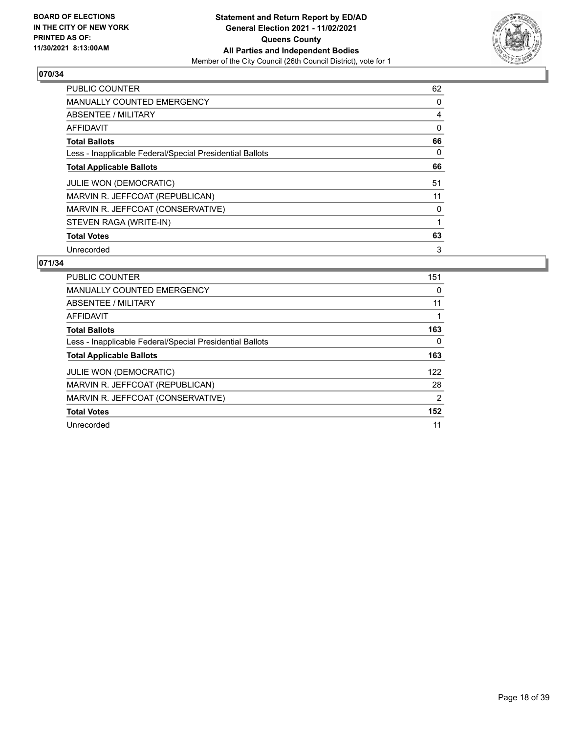**BOARD OF ELECTIONS IN THE CITY OF NEW YORK PRINTED AS OF: 11/30/2021 8:13:00AM**

**Statement and Return Report by ED/AD General Election 2021 - 11/02/2021 Queens County All Parties and Independent Bodies**
Member of the City Council (26th Council District), vote for 1

## 070/34

| | |
|---|---|
| PUBLIC COUNTER | 62 |
| MANUALLY COUNTED EMERGENCY | 0 |
| ABSENTEE / MILITARY | 4 |
| AFFIDAVIT | 0 |
| **Total Ballots** | **66** |
| Less - Inapplicable Federal/Special Presidential Ballots | 0 |
| **Total Applicable Ballots** | **66** |
| JULIE WON (DEMOCRATIC) | 51 |
| MARVIN R. JEFFCOAT (REPUBLICAN) | 11 |
| MARVIN R. JEFFCOAT (CONSERVATIVE) | 0 |
| STEVEN RAGA (WRITE-IN) | 1 |
| **Total Votes** | **63** |
| Unrecorded | 3 |

## 071/34

| | |
|---|---|
| PUBLIC COUNTER | 151 |
| MANUALLY COUNTED EMERGENCY | 0 |
| ABSENTEE / MILITARY | 11 |
| AFFIDAVIT | 1 |
| **Total Ballots** | **163** |
| Less - Inapplicable Federal/Special Presidential Ballots | 0 |
| **Total Applicable Ballots** | **163** |
| JULIE WON (DEMOCRATIC) | 122 |
| MARVIN R. JEFFCOAT (REPUBLICAN) | 28 |
| MARVIN R. JEFFCOAT (CONSERVATIVE) | 2 |
| **Total Votes** | **152** |
| Unrecorded | 11 |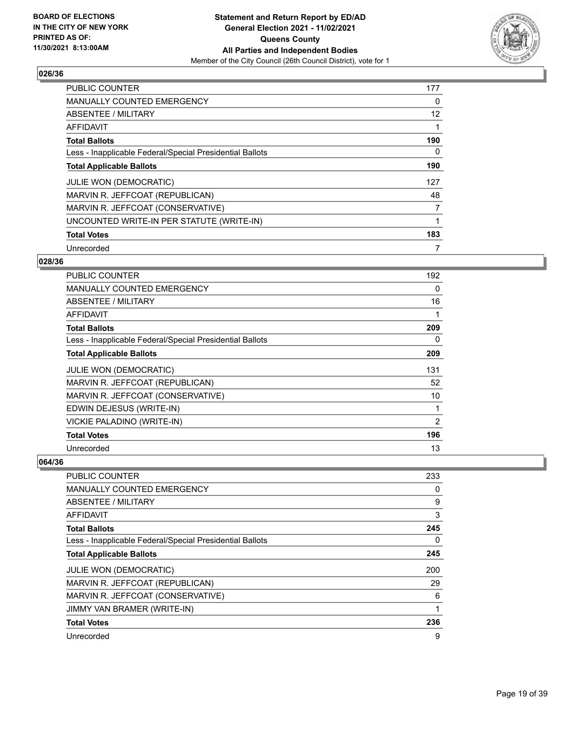BOARD OF ELECTIONS
IN THE CITY OF NEW YORK
PRINTED AS OF:
11/30/2021 8:13:00AM

**Statement and Return Report by ED/AD**
**General Election 2021 - 11/02/2021**
**Queens County**
**All Parties and Independent Bodies**
Member of the City Council (26th Council District), vote for 1

## 026/36

| | |
|---|---|
| PUBLIC COUNTER | 177 |
| MANUALLY COUNTED EMERGENCY | 0 |
| ABSENTEE / MILITARY | 12 |
| AFFIDAVIT | 1 |
| **Total Ballots** | **190** |
| Less - Inapplicable Federal/Special Presidential Ballots | 0 |
| **Total Applicable Ballots** | **190** |
| JULIE WON (DEMOCRATIC) | 127 |
| MARVIN R. JEFFCOAT (REPUBLICAN) | 48 |
| MARVIN R. JEFFCOAT (CONSERVATIVE) | 7 |
| UNCOUNTED WRITE-IN PER STATUTE (WRITE-IN) | 1 |
| **Total Votes** | **183** |
| Unrecorded | 7 |

## 028/36

| | |
|---|---|
| PUBLIC COUNTER | 192 |
| MANUALLY COUNTED EMERGENCY | 0 |
| ABSENTEE / MILITARY | 16 |
| AFFIDAVIT | 1 |
| **Total Ballots** | **209** |
| Less - Inapplicable Federal/Special Presidential Ballots | 0 |
| **Total Applicable Ballots** | **209** |
| JULIE WON (DEMOCRATIC) | 131 |
| MARVIN R. JEFFCOAT (REPUBLICAN) | 52 |
| MARVIN R. JEFFCOAT (CONSERVATIVE) | 10 |
| EDWIN DEJESUS (WRITE-IN) | 1 |
| VICKIE PALADINO (WRITE-IN) | 2 |
| **Total Votes** | **196** |
| Unrecorded | 13 |

## 064/36

| | |
|---|---|
| PUBLIC COUNTER | 233 |
| MANUALLY COUNTED EMERGENCY | 0 |
| ABSENTEE / MILITARY | 9 |
| AFFIDAVIT | 3 |
| **Total Ballots** | **245** |
| Less - Inapplicable Federal/Special Presidential Ballots | 0 |
| **Total Applicable Ballots** | **245** |
| JULIE WON (DEMOCRATIC) | 200 |
| MARVIN R. JEFFCOAT (REPUBLICAN) | 29 |
| MARVIN R. JEFFCOAT (CONSERVATIVE) | 6 |
| JIMMY VAN BRAMER (WRITE-IN) | 1 |
| **Total Votes** | **236** |
| Unrecorded | 9 |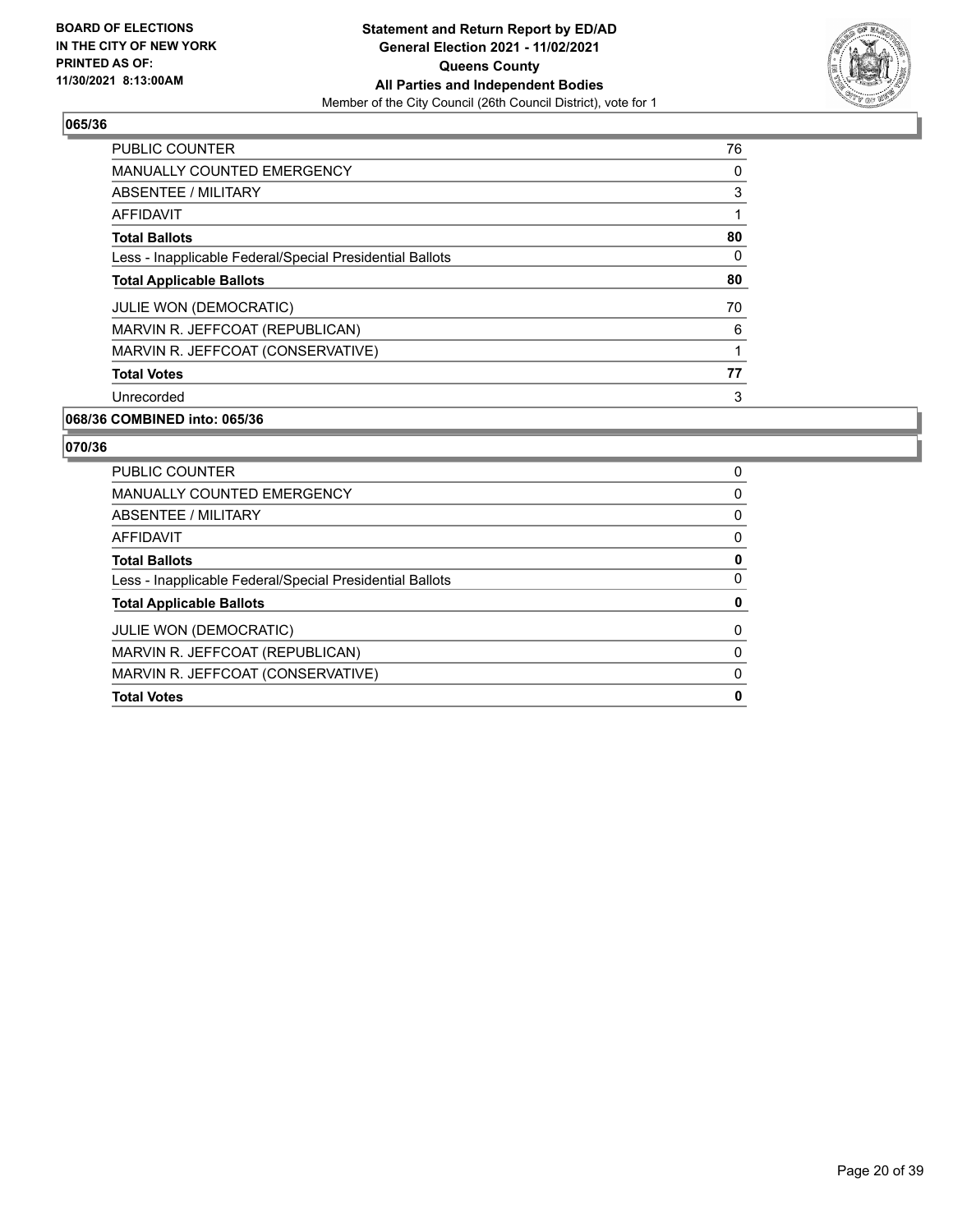### 065/36

| | |
|---|---|
| PUBLIC COUNTER | 76 |
| MANUALLY COUNTED EMERGENCY | 0 |
| ABSENTEE / MILITARY | 3 |
| AFFIDAVIT | 1 |
| **Total Ballots** | **80** |
| Less - Inapplicable Federal/Special Presidential Ballots | 0 |
| **Total Applicable Ballots** | **80** |
| JULIE WON (DEMOCRATIC) | 70 |
| MARVIN R. JEFFCOAT (REPUBLICAN) | 6 |
| MARVIN R. JEFFCOAT (CONSERVATIVE) | 1 |
| **Total Votes** | **77** |
| Unrecorded | 3 |

### 068/36 COMBINED into: 065/36

### 070/36

| | |
|---|---|
| PUBLIC COUNTER | 0 |
| MANUALLY COUNTED EMERGENCY | 0 |
| ABSENTEE / MILITARY | 0 |
| AFFIDAVIT | 0 |
| **Total Ballots** | **0** |
| Less - Inapplicable Federal/Special Presidential Ballots | 0 |
| **Total Applicable Ballots** | **0** |
| JULIE WON (DEMOCRATIC) | 0 |
| MARVIN R. JEFFCOAT (REPUBLICAN) | 0 |
| MARVIN R. JEFFCOAT (CONSERVATIVE) | 0 |
| **Total Votes** | **0** |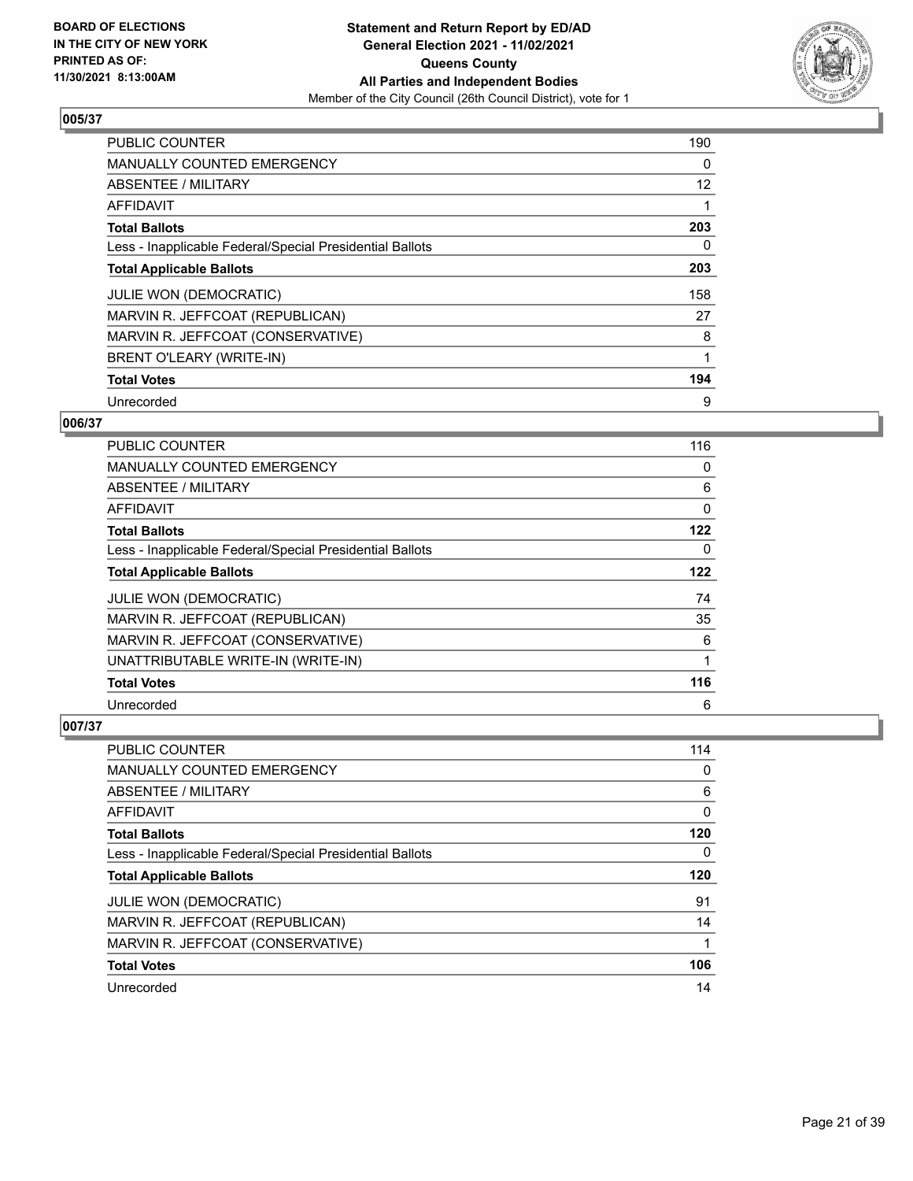**BOARD OF ELECTIONS IN THE CITY OF NEW YORK PRINTED AS OF: 11/30/2021 8:13:00AM**

**Statement and Return Report by ED/AD General Election 2021 - 11/02/2021 Queens County All Parties and Independent Bodies**
Member of the City Council (26th Council District), vote for 1

### 005/37

| | |
|---|---|
| PUBLIC COUNTER | 190 |
| MANUALLY COUNTED EMERGENCY | 0 |
| ABSENTEE / MILITARY | 12 |
| AFFIDAVIT | 1 |
| **Total Ballots** | **203** |
| Less - Inapplicable Federal/Special Presidential Ballots | 0 |
| **Total Applicable Ballots** | **203** |
| JULIE WON (DEMOCRATIC) | 158 |
| MARVIN R. JEFFCOAT (REPUBLICAN) | 27 |
| MARVIN R. JEFFCOAT (CONSERVATIVE) | 8 |
| BRENT O'LEARY (WRITE-IN) | 1 |
| **Total Votes** | **194** |
| Unrecorded | 9 |

### 006/37

| | |
|---|---|
| PUBLIC COUNTER | 116 |
| MANUALLY COUNTED EMERGENCY | 0 |
| ABSENTEE / MILITARY | 6 |
| AFFIDAVIT | 0 |
| **Total Ballots** | **122** |
| Less - Inapplicable Federal/Special Presidential Ballots | 0 |
| **Total Applicable Ballots** | **122** |
| JULIE WON (DEMOCRATIC) | 74 |
| MARVIN R. JEFFCOAT (REPUBLICAN) | 35 |
| MARVIN R. JEFFCOAT (CONSERVATIVE) | 6 |
| UNATTRIBUTABLE WRITE-IN (WRITE-IN) | 1 |
| **Total Votes** | **116** |
| Unrecorded | 6 |

### 007/37

| | |
|---|---|
| PUBLIC COUNTER | 114 |
| MANUALLY COUNTED EMERGENCY | 0 |
| ABSENTEE / MILITARY | 6 |
| AFFIDAVIT | 0 |
| **Total Ballots** | **120** |
| Less - Inapplicable Federal/Special Presidential Ballots | 0 |
| **Total Applicable Ballots** | **120** |
| JULIE WON (DEMOCRATIC) | 91 |
| MARVIN R. JEFFCOAT (REPUBLICAN) | 14 |
| MARVIN R. JEFFCOAT (CONSERVATIVE) | 1 |
| **Total Votes** | **106** |
| Unrecorded | 14 |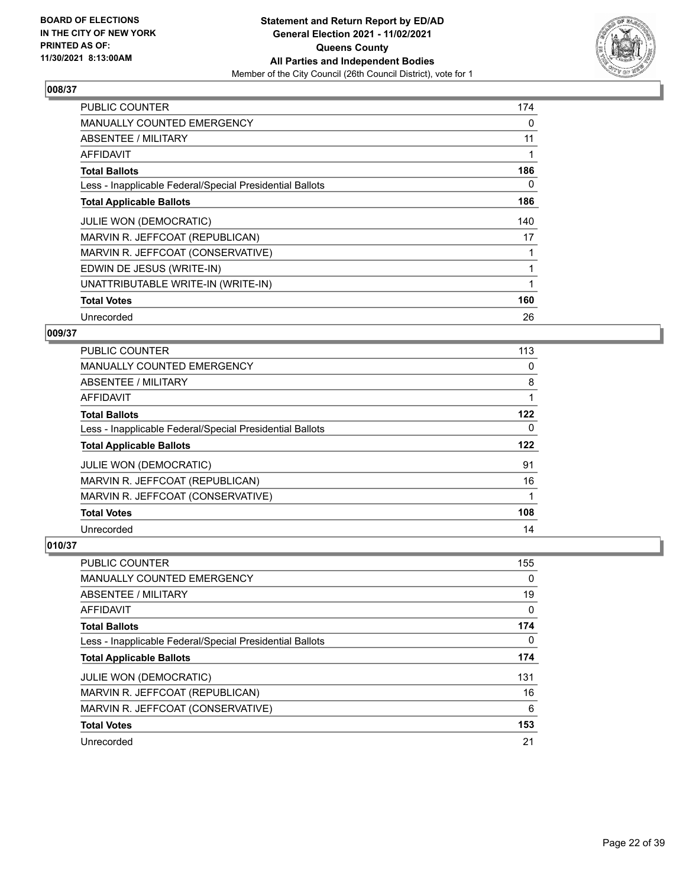BOARD OF ELECTIONS
IN THE CITY OF NEW YORK
PRINTED AS OF:
11/30/2021 8:13:00AM

**Statement and Return Report by ED/AD**
**General Election 2021 - 11/02/2021**
**Queens County**
**All Parties and Independent Bodies**
Member of the City Council (26th Council District), vote for 1

## 008/37

| | |
|---|---|
| PUBLIC COUNTER | 174 |
| MANUALLY COUNTED EMERGENCY | 0 |
| ABSENTEE / MILITARY | 11 |
| AFFIDAVIT | 1 |
| **Total Ballots** | **186** |
| Less - Inapplicable Federal/Special Presidential Ballots | 0 |
| **Total Applicable Ballots** | **186** |
| JULIE WON (DEMOCRATIC) | 140 |
| MARVIN R. JEFFCOAT (REPUBLICAN) | 17 |
| MARVIN R. JEFFCOAT (CONSERVATIVE) | 1 |
| EDWIN DE JESUS (WRITE-IN) | 1 |
| UNATTRIBUTABLE WRITE-IN (WRITE-IN) | 1 |
| **Total Votes** | **160** |
| Unrecorded | 26 |

## 009/37

| | |
|---|---|
| PUBLIC COUNTER | 113 |
| MANUALLY COUNTED EMERGENCY | 0 |
| ABSENTEE / MILITARY | 8 |
| AFFIDAVIT | 1 |
| **Total Ballots** | **122** |
| Less - Inapplicable Federal/Special Presidential Ballots | 0 |
| **Total Applicable Ballots** | **122** |
| JULIE WON (DEMOCRATIC) | 91 |
| MARVIN R. JEFFCOAT (REPUBLICAN) | 16 |
| MARVIN R. JEFFCOAT (CONSERVATIVE) | 1 |
| **Total Votes** | **108** |
| Unrecorded | 14 |

## 010/37

| | |
|---|---|
| PUBLIC COUNTER | 155 |
| MANUALLY COUNTED EMERGENCY | 0 |
| ABSENTEE / MILITARY | 19 |
| AFFIDAVIT | 0 |
| **Total Ballots** | **174** |
| Less - Inapplicable Federal/Special Presidential Ballots | 0 |
| **Total Applicable Ballots** | **174** |
| JULIE WON (DEMOCRATIC) | 131 |
| MARVIN R. JEFFCOAT (REPUBLICAN) | 16 |
| MARVIN R. JEFFCOAT (CONSERVATIVE) | 6 |
| **Total Votes** | **153** |
| Unrecorded | 21 |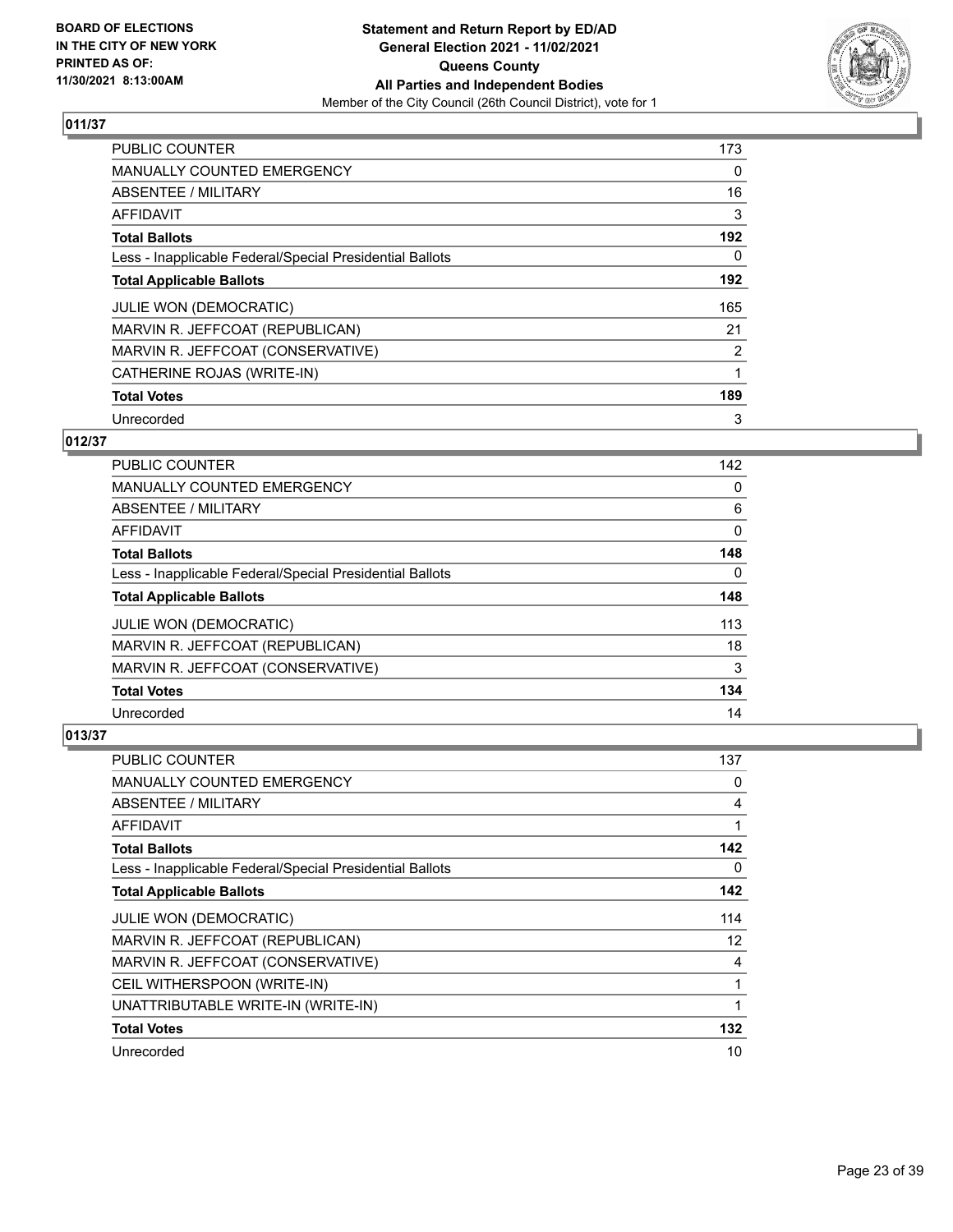## 011/37

| | |
|---|---|
| PUBLIC COUNTER | 173 |
| MANUALLY COUNTED EMERGENCY | 0 |
| ABSENTEE / MILITARY | 16 |
| AFFIDAVIT | 3 |
| **Total Ballots** | **192** |
| Less - Inapplicable Federal/Special Presidential Ballots | 0 |
| **Total Applicable Ballots** | **192** |
| JULIE WON (DEMOCRATIC) | 165 |
| MARVIN R. JEFFCOAT (REPUBLICAN) | 21 |
| MARVIN R. JEFFCOAT (CONSERVATIVE) | 2 |
| CATHERINE ROJAS (WRITE-IN) | 1 |
| **Total Votes** | **189** |
| Unrecorded | 3 |

## 012/37

| | |
|---|---|
| PUBLIC COUNTER | 142 |
| MANUALLY COUNTED EMERGENCY | 0 |
| ABSENTEE / MILITARY | 6 |
| AFFIDAVIT | 0 |
| **Total Ballots** | **148** |
| Less - Inapplicable Federal/Special Presidential Ballots | 0 |
| **Total Applicable Ballots** | **148** |
| JULIE WON (DEMOCRATIC) | 113 |
| MARVIN R. JEFFCOAT (REPUBLICAN) | 18 |
| MARVIN R. JEFFCOAT (CONSERVATIVE) | 3 |
| **Total Votes** | **134** |
| Unrecorded | 14 |

## 013/37

| | |
|---|---|
| PUBLIC COUNTER | 137 |
| MANUALLY COUNTED EMERGENCY | 0 |
| ABSENTEE / MILITARY | 4 |
| AFFIDAVIT | 1 |
| **Total Ballots** | **142** |
| Less - Inapplicable Federal/Special Presidential Ballots | 0 |
| **Total Applicable Ballots** | **142** |
| JULIE WON (DEMOCRATIC) | 114 |
| MARVIN R. JEFFCOAT (REPUBLICAN) | 12 |
| MARVIN R. JEFFCOAT (CONSERVATIVE) | 4 |
| CEIL WITHERSPOON (WRITE-IN) | 1 |
| UNATTRIBUTABLE WRITE-IN (WRITE-IN) | 1 |
| **Total Votes** | **132** |
| Unrecorded | 10 |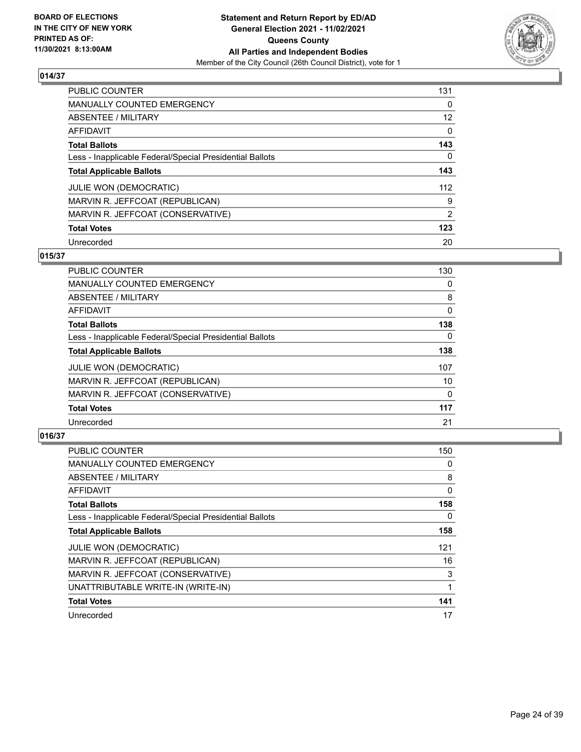## 014/37

| | |
|---|---|
| PUBLIC COUNTER | 131 |
| MANUALLY COUNTED EMERGENCY | 0 |
| ABSENTEE / MILITARY | 12 |
| AFFIDAVIT | 0 |
| **Total Ballots** | **143** |
| Less - Inapplicable Federal/Special Presidential Ballots | 0 |
| **Total Applicable Ballots** | **143** |
| JULIE WON (DEMOCRATIC) | 112 |
| MARVIN R. JEFFCOAT (REPUBLICAN) | 9 |
| MARVIN R. JEFFCOAT (CONSERVATIVE) | 2 |
| **Total Votes** | **123** |
| Unrecorded | 20 |

## 015/37

| | |
|---|---|
| PUBLIC COUNTER | 130 |
| MANUALLY COUNTED EMERGENCY | 0 |
| ABSENTEE / MILITARY | 8 |
| AFFIDAVIT | 0 |
| **Total Ballots** | **138** |
| Less - Inapplicable Federal/Special Presidential Ballots | 0 |
| **Total Applicable Ballots** | **138** |
| JULIE WON (DEMOCRATIC) | 107 |
| MARVIN R. JEFFCOAT (REPUBLICAN) | 10 |
| MARVIN R. JEFFCOAT (CONSERVATIVE) | 0 |
| **Total Votes** | **117** |
| Unrecorded | 21 |

## 016/37

| | |
|---|---|
| PUBLIC COUNTER | 150 |
| MANUALLY COUNTED EMERGENCY | 0 |
| ABSENTEE / MILITARY | 8 |
| AFFIDAVIT | 0 |
| **Total Ballots** | **158** |
| Less - Inapplicable Federal/Special Presidential Ballots | 0 |
| **Total Applicable Ballots** | **158** |
| JULIE WON (DEMOCRATIC) | 121 |
| MARVIN R. JEFFCOAT (REPUBLICAN) | 16 |
| MARVIN R. JEFFCOAT (CONSERVATIVE) | 3 |
| UNATTRIBUTABLE WRITE-IN (WRITE-IN) | 1 |
| **Total Votes** | **141** |
| Unrecorded | 17 |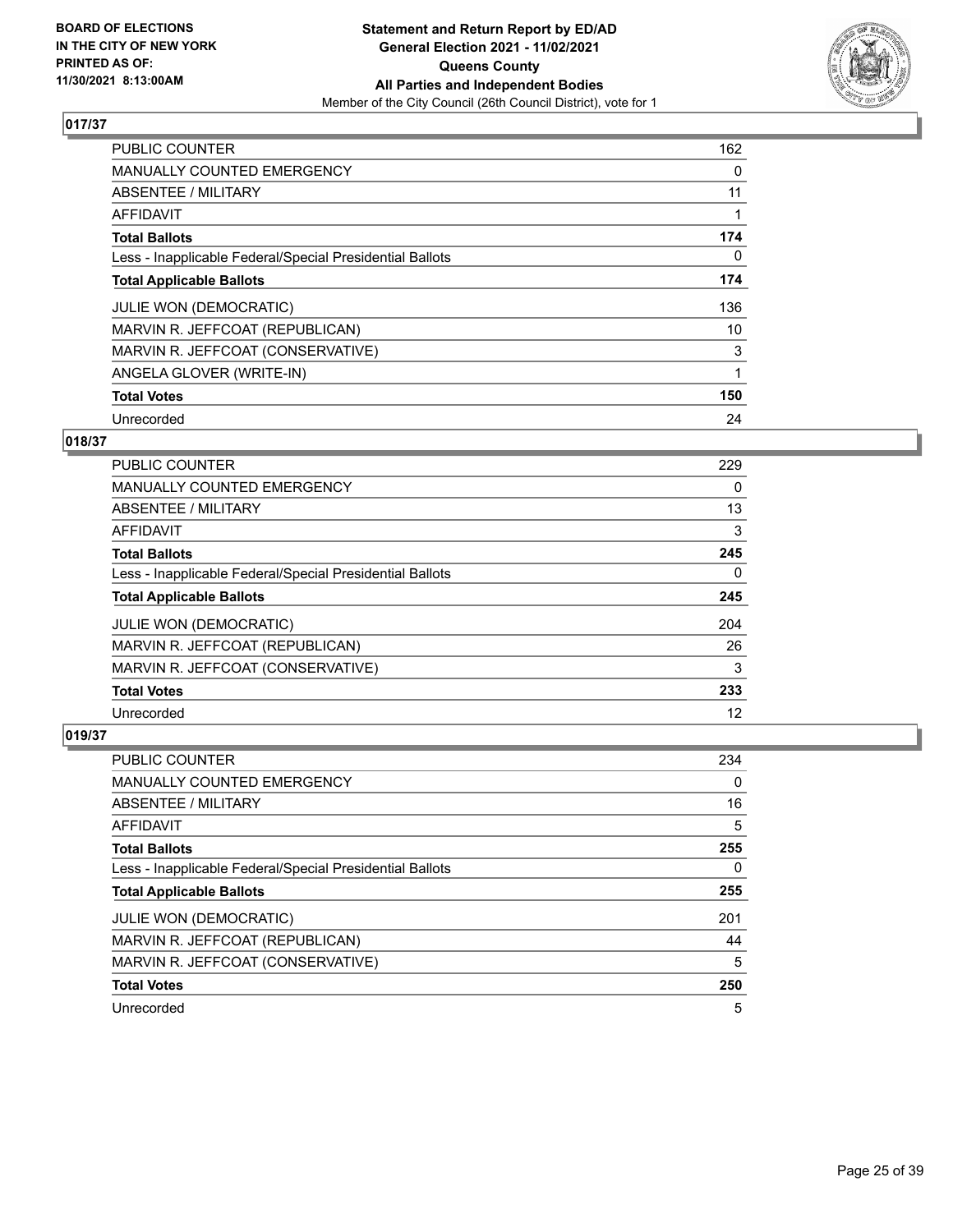**BOARD OF ELECTIONS IN THE CITY OF NEW YORK PRINTED AS OF: 11/30/2021 8:13:00AM**

**Statement and Return Report by ED/AD**
**General Election 2021 - 11/02/2021**
**Queens County**
**All Parties and Independent Bodies**
Member of the City Council (26th Council District), vote for 1

### 017/37

| | |
|---|---|
| PUBLIC COUNTER | 162 |
| MANUALLY COUNTED EMERGENCY | 0 |
| ABSENTEE / MILITARY | 11 |
| AFFIDAVIT | 1 |
| **Total Ballots** | **174** |
| Less - Inapplicable Federal/Special Presidential Ballots | 0 |
| **Total Applicable Ballots** | **174** |
| JULIE WON (DEMOCRATIC) | 136 |
| MARVIN R. JEFFCOAT (REPUBLICAN) | 10 |
| MARVIN R. JEFFCOAT (CONSERVATIVE) | 3 |
| ANGELA GLOVER (WRITE-IN) | 1 |
| **Total Votes** | **150** |
| Unrecorded | 24 |

### 018/37

| | |
|---|---|
| PUBLIC COUNTER | 229 |
| MANUALLY COUNTED EMERGENCY | 0 |
| ABSENTEE / MILITARY | 13 |
| AFFIDAVIT | 3 |
| **Total Ballots** | **245** |
| Less - Inapplicable Federal/Special Presidential Ballots | 0 |
| **Total Applicable Ballots** | **245** |
| JULIE WON (DEMOCRATIC) | 204 |
| MARVIN R. JEFFCOAT (REPUBLICAN) | 26 |
| MARVIN R. JEFFCOAT (CONSERVATIVE) | 3 |
| **Total Votes** | **233** |
| Unrecorded | 12 |

### 019/37

| | |
|---|---|
| PUBLIC COUNTER | 234 |
| MANUALLY COUNTED EMERGENCY | 0 |
| ABSENTEE / MILITARY | 16 |
| AFFIDAVIT | 5 |
| **Total Ballots** | **255** |
| Less - Inapplicable Federal/Special Presidential Ballots | 0 |
| **Total Applicable Ballots** | **255** |
| JULIE WON (DEMOCRATIC) | 201 |
| MARVIN R. JEFFCOAT (REPUBLICAN) | 44 |
| MARVIN R. JEFFCOAT (CONSERVATIVE) | 5 |
| **Total Votes** | **250** |
| Unrecorded | 5 |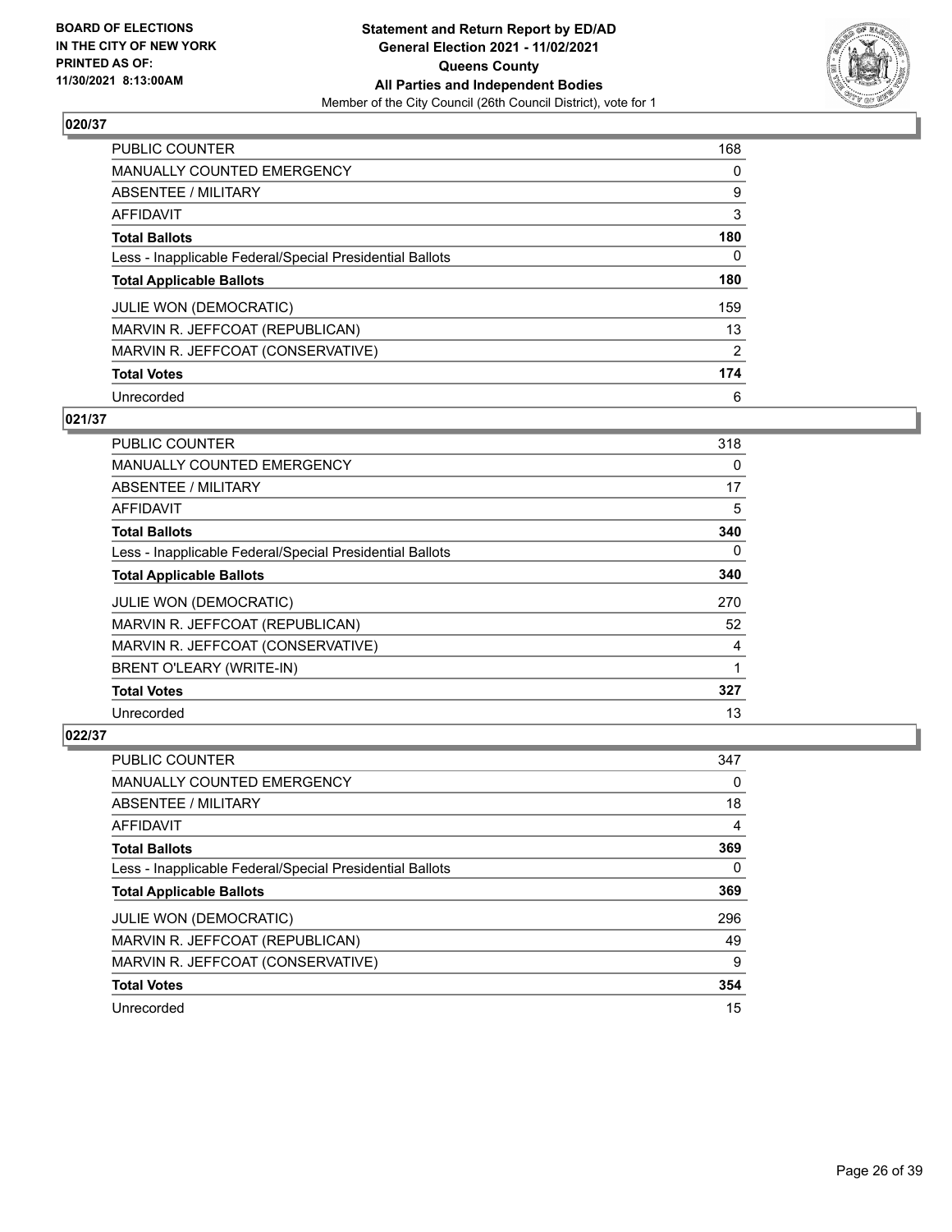**BOARD OF ELECTIONS IN THE CITY OF NEW YORK PRINTED AS OF: 11/30/2021 8:13:00AM**

**Statement and Return Report by ED/AD**
**General Election 2021 - 11/02/2021**
**Queens County**
**All Parties and Independent Bodies**
Member of the City Council (26th Council District), vote for 1

## 020/37

| | |
|---|---|
| PUBLIC COUNTER | 168 |
| MANUALLY COUNTED EMERGENCY | 0 |
| ABSENTEE / MILITARY | 9 |
| AFFIDAVIT | 3 |
| **Total Ballots** | **180** |
| Less - Inapplicable Federal/Special Presidential Ballots | 0 |
| **Total Applicable Ballots** | **180** |
| JULIE WON (DEMOCRATIC) | 159 |
| MARVIN R. JEFFCOAT (REPUBLICAN) | 13 |
| MARVIN R. JEFFCOAT (CONSERVATIVE) | 2 |
| **Total Votes** | **174** |
| Unrecorded | 6 |

## 021/37

| | |
|---|---|
| PUBLIC COUNTER | 318 |
| MANUALLY COUNTED EMERGENCY | 0 |
| ABSENTEE / MILITARY | 17 |
| AFFIDAVIT | 5 |
| **Total Ballots** | **340** |
| Less - Inapplicable Federal/Special Presidential Ballots | 0 |
| **Total Applicable Ballots** | **340** |
| JULIE WON (DEMOCRATIC) | 270 |
| MARVIN R. JEFFCOAT (REPUBLICAN) | 52 |
| MARVIN R. JEFFCOAT (CONSERVATIVE) | 4 |
| BRENT O'LEARY (WRITE-IN) | 1 |
| **Total Votes** | **327** |
| Unrecorded | 13 |

## 022/37

| | |
|---|---|
| PUBLIC COUNTER | 347 |
| MANUALLY COUNTED EMERGENCY | 0 |
| ABSENTEE / MILITARY | 18 |
| AFFIDAVIT | 4 |
| **Total Ballots** | **369** |
| Less - Inapplicable Federal/Special Presidential Ballots | 0 |
| **Total Applicable Ballots** | **369** |
| JULIE WON (DEMOCRATIC) | 296 |
| MARVIN R. JEFFCOAT (REPUBLICAN) | 49 |
| MARVIN R. JEFFCOAT (CONSERVATIVE) | 9 |
| **Total Votes** | **354** |
| Unrecorded | 15 |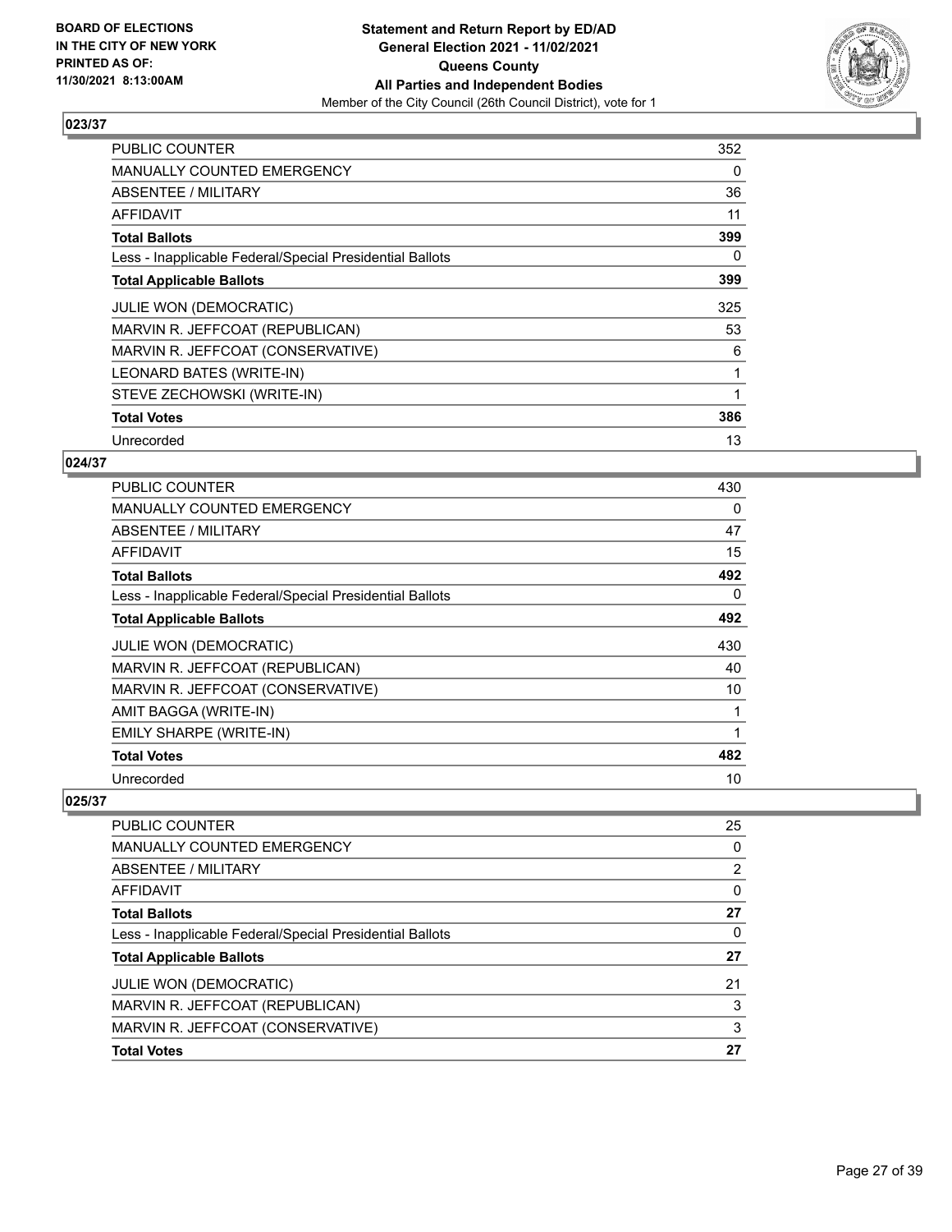## 023/37

| | |
|---|---|
| PUBLIC COUNTER | 352 |
| MANUALLY COUNTED EMERGENCY | 0 |
| ABSENTEE / MILITARY | 36 |
| AFFIDAVIT | 11 |
| **Total Ballots** | **399** |
| Less - Inapplicable Federal/Special Presidential Ballots | 0 |
| **Total Applicable Ballots** | **399** |
| JULIE WON (DEMOCRATIC) | 325 |
| MARVIN R. JEFFCOAT (REPUBLICAN) | 53 |
| MARVIN R. JEFFCOAT (CONSERVATIVE) | 6 |
| LEONARD BATES (WRITE-IN) | 1 |
| STEVE ZECHOWSKI (WRITE-IN) | 1 |
| **Total Votes** | **386** |
| Unrecorded | 13 |

## 024/37

| | |
|---|---|
| PUBLIC COUNTER | 430 |
| MANUALLY COUNTED EMERGENCY | 0 |
| ABSENTEE / MILITARY | 47 |
| AFFIDAVIT | 15 |
| **Total Ballots** | **492** |
| Less - Inapplicable Federal/Special Presidential Ballots | 0 |
| **Total Applicable Ballots** | **492** |
| JULIE WON (DEMOCRATIC) | 430 |
| MARVIN R. JEFFCOAT (REPUBLICAN) | 40 |
| MARVIN R. JEFFCOAT (CONSERVATIVE) | 10 |
| AMIT BAGGA (WRITE-IN) | 1 |
| EMILY SHARPE (WRITE-IN) | 1 |
| **Total Votes** | **482** |
| Unrecorded | 10 |

## 025/37

| | |
|---|---|
| PUBLIC COUNTER | 25 |
| MANUALLY COUNTED EMERGENCY | 0 |
| ABSENTEE / MILITARY | 2 |
| AFFIDAVIT | 0 |
| **Total Ballots** | **27** |
| Less - Inapplicable Federal/Special Presidential Ballots | 0 |
| **Total Applicable Ballots** | **27** |
| JULIE WON (DEMOCRATIC) | 21 |
| MARVIN R. JEFFCOAT (REPUBLICAN) | 3 |
| MARVIN R. JEFFCOAT (CONSERVATIVE) | 3 |
| **Total Votes** | **27** |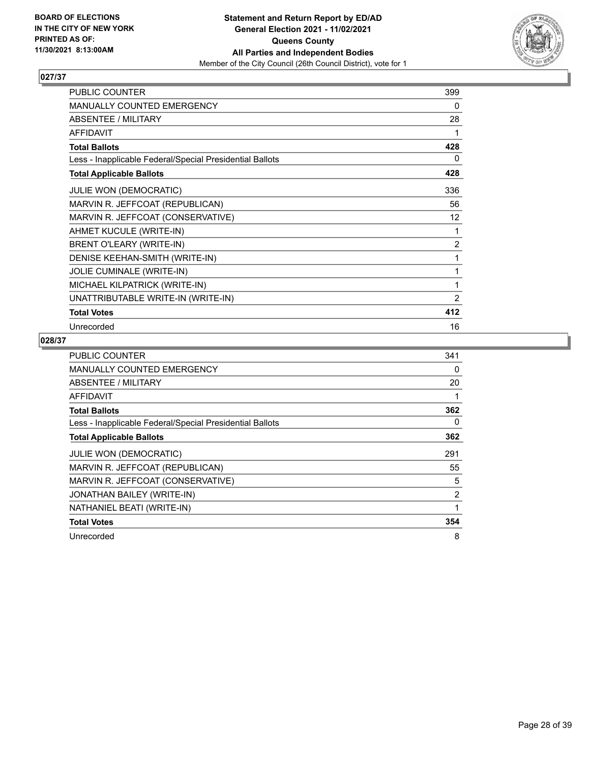**BOARD OF ELECTIONS IN THE CITY OF NEW YORK PRINTED AS OF: 11/30/2021 8:13:00AM**

**Statement and Return Report by ED/AD General Election 2021 - 11/02/2021 Queens County All Parties and Independent Bodies**
Member of the City Council (26th Council District), vote for 1

## 027/37

| | |
|---|---|
| PUBLIC COUNTER | 399 |
| MANUALLY COUNTED EMERGENCY | 0 |
| ABSENTEE / MILITARY | 28 |
| AFFIDAVIT | 1 |
| **Total Ballots** | **428** |
| Less - Inapplicable Federal/Special Presidential Ballots | 0 |
| **Total Applicable Ballots** | **428** |
| JULIE WON (DEMOCRATIC) | 336 |
| MARVIN R. JEFFCOAT (REPUBLICAN) | 56 |
| MARVIN R. JEFFCOAT (CONSERVATIVE) | 12 |
| AHMET KUCULE (WRITE-IN) | 1 |
| BRENT O'LEARY (WRITE-IN) | 2 |
| DENISE KEEHAN-SMITH (WRITE-IN) | 1 |
| JOLIE CUMINALE (WRITE-IN) | 1 |
| MICHAEL KILPATRICK (WRITE-IN) | 1 |
| UNATTRIBUTABLE WRITE-IN (WRITE-IN) | 2 |
| **Total Votes** | **412** |
| Unrecorded | 16 |

## 028/37

| | |
|---|---|
| PUBLIC COUNTER | 341 |
| MANUALLY COUNTED EMERGENCY | 0 |
| ABSENTEE / MILITARY | 20 |
| AFFIDAVIT | 1 |
| **Total Ballots** | **362** |
| Less - Inapplicable Federal/Special Presidential Ballots | 0 |
| **Total Applicable Ballots** | **362** |
| JULIE WON (DEMOCRATIC) | 291 |
| MARVIN R. JEFFCOAT (REPUBLICAN) | 55 |
| MARVIN R. JEFFCOAT (CONSERVATIVE) | 5 |
| JONATHAN BAILEY (WRITE-IN) | 2 |
| NATHANIEL BEATI (WRITE-IN) | 1 |
| **Total Votes** | **354** |
| Unrecorded | 8 |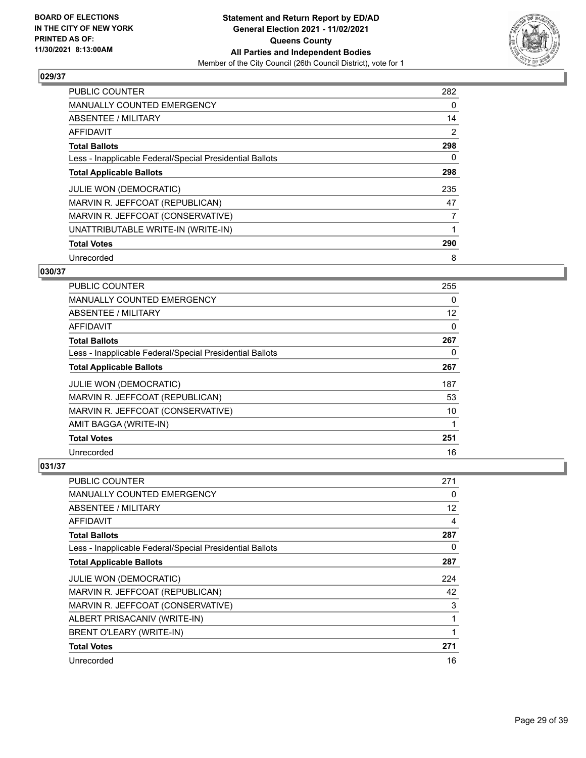## 029/37

| | |
|---|---|
| PUBLIC COUNTER | 282 |
| MANUALLY COUNTED EMERGENCY | 0 |
| ABSENTEE / MILITARY | 14 |
| AFFIDAVIT | 2 |
| **Total Ballots** | **298** |
| Less - Inapplicable Federal/Special Presidential Ballots | 0 |
| **Total Applicable Ballots** | **298** |
| JULIE WON (DEMOCRATIC) | 235 |
| MARVIN R. JEFFCOAT (REPUBLICAN) | 47 |
| MARVIN R. JEFFCOAT (CONSERVATIVE) | 7 |
| UNATTRIBUTABLE WRITE-IN (WRITE-IN) | 1 |
| **Total Votes** | **290** |
| Unrecorded | 8 |

## 030/37

| | |
|---|---|
| PUBLIC COUNTER | 255 |
| MANUALLY COUNTED EMERGENCY | 0 |
| ABSENTEE / MILITARY | 12 |
| AFFIDAVIT | 0 |
| **Total Ballots** | **267** |
| Less - Inapplicable Federal/Special Presidential Ballots | 0 |
| **Total Applicable Ballots** | **267** |
| JULIE WON (DEMOCRATIC) | 187 |
| MARVIN R. JEFFCOAT (REPUBLICAN) | 53 |
| MARVIN R. JEFFCOAT (CONSERVATIVE) | 10 |
| AMIT BAGGA (WRITE-IN) | 1 |
| **Total Votes** | **251** |
| Unrecorded | 16 |

## 031/37

| | |
|---|---|
| PUBLIC COUNTER | 271 |
| MANUALLY COUNTED EMERGENCY | 0 |
| ABSENTEE / MILITARY | 12 |
| AFFIDAVIT | 4 |
| **Total Ballots** | **287** |
| Less - Inapplicable Federal/Special Presidential Ballots | 0 |
| **Total Applicable Ballots** | **287** |
| JULIE WON (DEMOCRATIC) | 224 |
| MARVIN R. JEFFCOAT (REPUBLICAN) | 42 |
| MARVIN R. JEFFCOAT (CONSERVATIVE) | 3 |
| ALBERT PRISACANIV (WRITE-IN) | 1 |
| BRENT O'LEARY (WRITE-IN) | 1 |
| **Total Votes** | **271** |
| Unrecorded | 16 |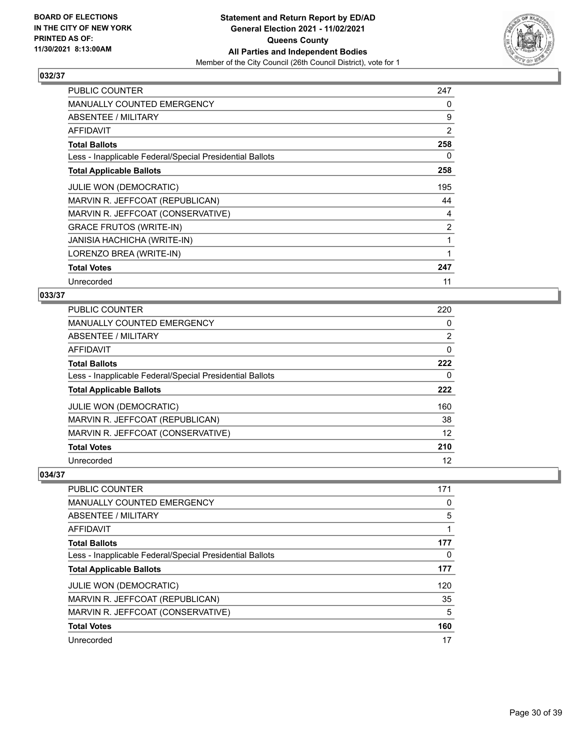## 032/37

| | |
|---|---|
| PUBLIC COUNTER | 247 |
| MANUALLY COUNTED EMERGENCY | 0 |
| ABSENTEE / MILITARY | 9 |
| AFFIDAVIT | 2 |
| **Total Ballots** | **258** |
| Less - Inapplicable Federal/Special Presidential Ballots | 0 |
| **Total Applicable Ballots** | **258** |
| JULIE WON (DEMOCRATIC) | 195 |
| MARVIN R. JEFFCOAT (REPUBLICAN) | 44 |
| MARVIN R. JEFFCOAT (CONSERVATIVE) | 4 |
| GRACE FRUTOS (WRITE-IN) | 2 |
| JANISIA HACHICHA (WRITE-IN) | 1 |
| LORENZO BREA (WRITE-IN) | 1 |
| **Total Votes** | **247** |
| Unrecorded | 11 |

## 033/37

| | |
|---|---|
| PUBLIC COUNTER | 220 |
| MANUALLY COUNTED EMERGENCY | 0 |
| ABSENTEE / MILITARY | 2 |
| AFFIDAVIT | 0 |
| **Total Ballots** | **222** |
| Less - Inapplicable Federal/Special Presidential Ballots | 0 |
| **Total Applicable Ballots** | **222** |
| JULIE WON (DEMOCRATIC) | 160 |
| MARVIN R. JEFFCOAT (REPUBLICAN) | 38 |
| MARVIN R. JEFFCOAT (CONSERVATIVE) | 12 |
| **Total Votes** | **210** |
| Unrecorded | 12 |

## 034/37

| | |
|---|---|
| PUBLIC COUNTER | 171 |
| MANUALLY COUNTED EMERGENCY | 0 |
| ABSENTEE / MILITARY | 5 |
| AFFIDAVIT | 1 |
| **Total Ballots** | **177** |
| Less - Inapplicable Federal/Special Presidential Ballots | 0 |
| **Total Applicable Ballots** | **177** |
| JULIE WON (DEMOCRATIC) | 120 |
| MARVIN R. JEFFCOAT (REPUBLICAN) | 35 |
| MARVIN R. JEFFCOAT (CONSERVATIVE) | 5 |
| **Total Votes** | **160** |
| Unrecorded | 17 |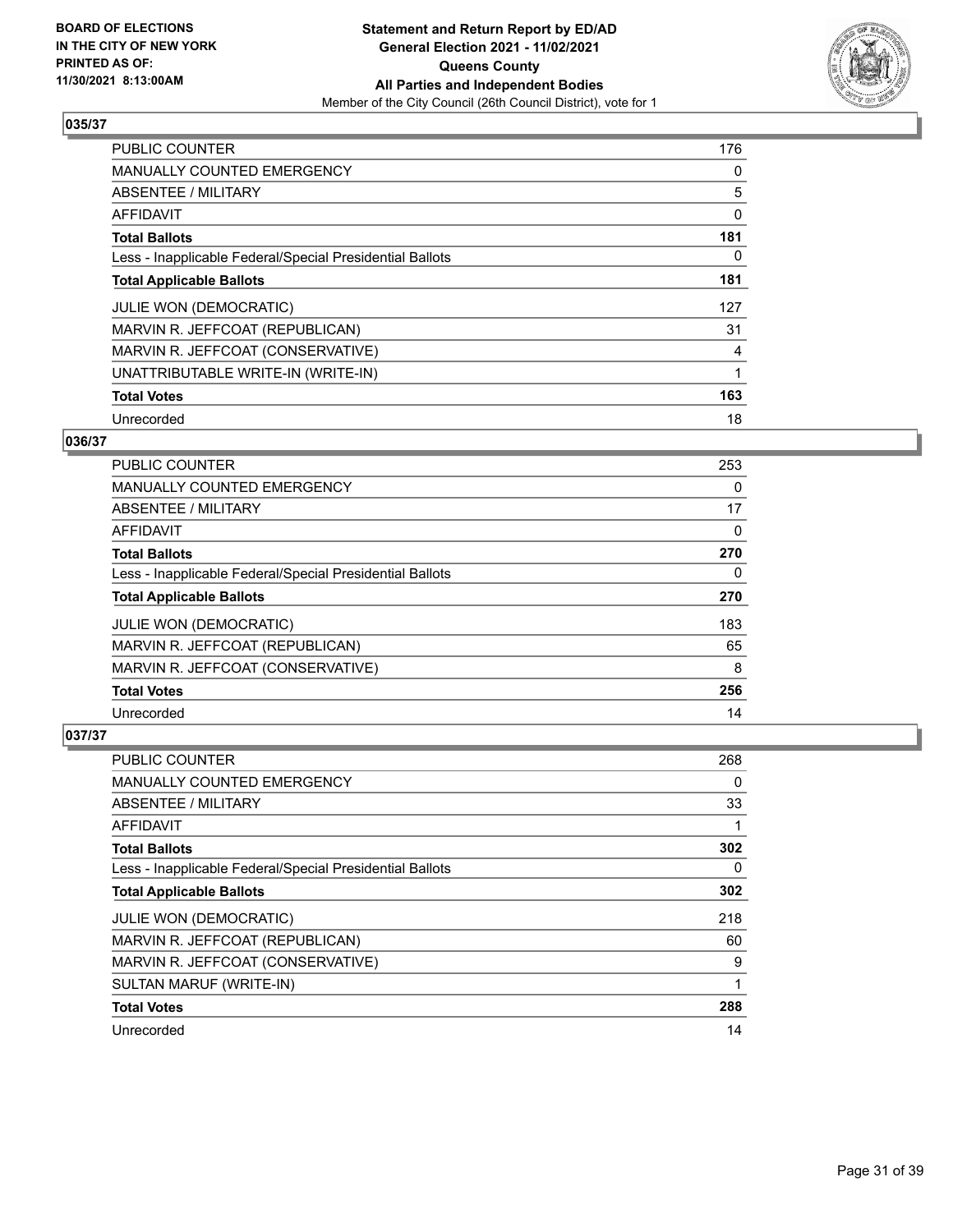## 035/37

| | |
|---|---|
| PUBLIC COUNTER | 176 |
| MANUALLY COUNTED EMERGENCY | 0 |
| ABSENTEE / MILITARY | 5 |
| AFFIDAVIT | 0 |
| **Total Ballots** | **181** |
| Less - Inapplicable Federal/Special Presidential Ballots | 0 |
| **Total Applicable Ballots** | **181** |
| JULIE WON (DEMOCRATIC) | 127 |
| MARVIN R. JEFFCOAT (REPUBLICAN) | 31 |
| MARVIN R. JEFFCOAT (CONSERVATIVE) | 4 |
| UNATTRIBUTABLE WRITE-IN (WRITE-IN) | 1 |
| **Total Votes** | **163** |
| Unrecorded | 18 |

## 036/37

| | |
|---|---|
| PUBLIC COUNTER | 253 |
| MANUALLY COUNTED EMERGENCY | 0 |
| ABSENTEE / MILITARY | 17 |
| AFFIDAVIT | 0 |
| **Total Ballots** | **270** |
| Less - Inapplicable Federal/Special Presidential Ballots | 0 |
| **Total Applicable Ballots** | **270** |
| JULIE WON (DEMOCRATIC) | 183 |
| MARVIN R. JEFFCOAT (REPUBLICAN) | 65 |
| MARVIN R. JEFFCOAT (CONSERVATIVE) | 8 |
| **Total Votes** | **256** |
| Unrecorded | 14 |

## 037/37

| | |
|---|---|
| PUBLIC COUNTER | 268 |
| MANUALLY COUNTED EMERGENCY | 0 |
| ABSENTEE / MILITARY | 33 |
| AFFIDAVIT | 1 |
| **Total Ballots** | **302** |
| Less - Inapplicable Federal/Special Presidential Ballots | 0 |
| **Total Applicable Ballots** | **302** |
| JULIE WON (DEMOCRATIC) | 218 |
| MARVIN R. JEFFCOAT (REPUBLICAN) | 60 |
| MARVIN R. JEFFCOAT (CONSERVATIVE) | 9 |
| SULTAN MARUF (WRITE-IN) | 1 |
| **Total Votes** | **288** |
| Unrecorded | 14 |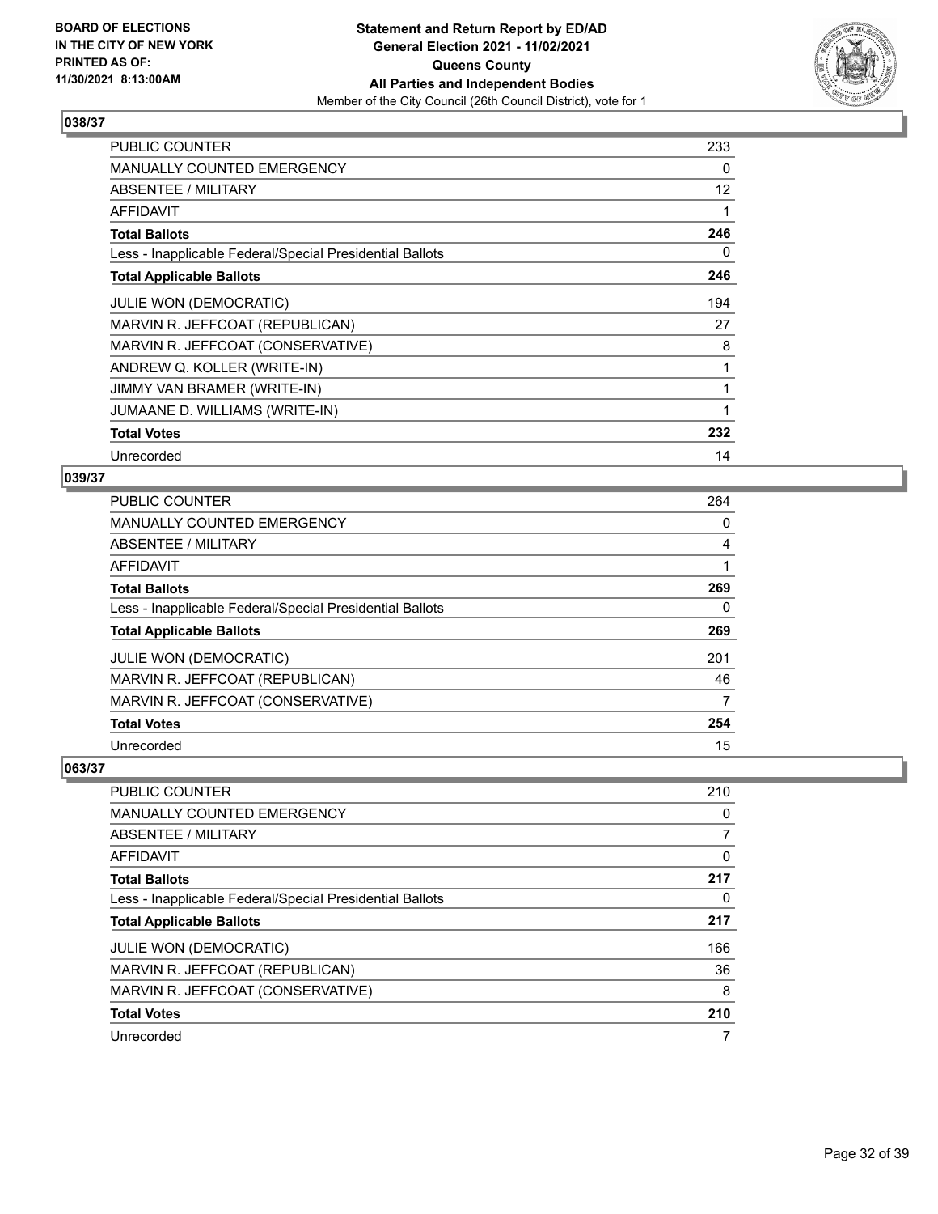**BOARD OF ELECTIONS IN THE CITY OF NEW YORK PRINTED AS OF: 11/30/2021 8:13:00AM**

**Statement and Return Report by ED/AD General Election 2021 - 11/02/2021 Queens County All Parties and Independent Bodies**
Member of the City Council (26th Council District), vote for 1

### 038/37

| | |
|---|---|
| PUBLIC COUNTER | 233 |
| MANUALLY COUNTED EMERGENCY | 0 |
| ABSENTEE / MILITARY | 12 |
| AFFIDAVIT | 1 |
| **Total Ballots** | **246** |
| Less - Inapplicable Federal/Special Presidential Ballots | 0 |
| **Total Applicable Ballots** | **246** |
| JULIE WON (DEMOCRATIC) | 194 |
| MARVIN R. JEFFCOAT (REPUBLICAN) | 27 |
| MARVIN R. JEFFCOAT (CONSERVATIVE) | 8 |
| ANDREW Q. KOLLER (WRITE-IN) | 1 |
| JIMMY VAN BRAMER (WRITE-IN) | 1 |
| JUMAANE D. WILLIAMS (WRITE-IN) | 1 |
| **Total Votes** | **232** |
| Unrecorded | 14 |

### 039/37

| | |
|---|---|
| PUBLIC COUNTER | 264 |
| MANUALLY COUNTED EMERGENCY | 0 |
| ABSENTEE / MILITARY | 4 |
| AFFIDAVIT | 1 |
| **Total Ballots** | **269** |
| Less - Inapplicable Federal/Special Presidential Ballots | 0 |
| **Total Applicable Ballots** | **269** |
| JULIE WON (DEMOCRATIC) | 201 |
| MARVIN R. JEFFCOAT (REPUBLICAN) | 46 |
| MARVIN R. JEFFCOAT (CONSERVATIVE) | 7 |
| **Total Votes** | **254** |
| Unrecorded | 15 |

### 063/37

| | |
|---|---|
| PUBLIC COUNTER | 210 |
| MANUALLY COUNTED EMERGENCY | 0 |
| ABSENTEE / MILITARY | 7 |
| AFFIDAVIT | 0 |
| **Total Ballots** | **217** |
| Less - Inapplicable Federal/Special Presidential Ballots | 0 |
| **Total Applicable Ballots** | **217** |
| JULIE WON (DEMOCRATIC) | 166 |
| MARVIN R. JEFFCOAT (REPUBLICAN) | 36 |
| MARVIN R. JEFFCOAT (CONSERVATIVE) | 8 |
| **Total Votes** | **210** |
| Unrecorded | 7 |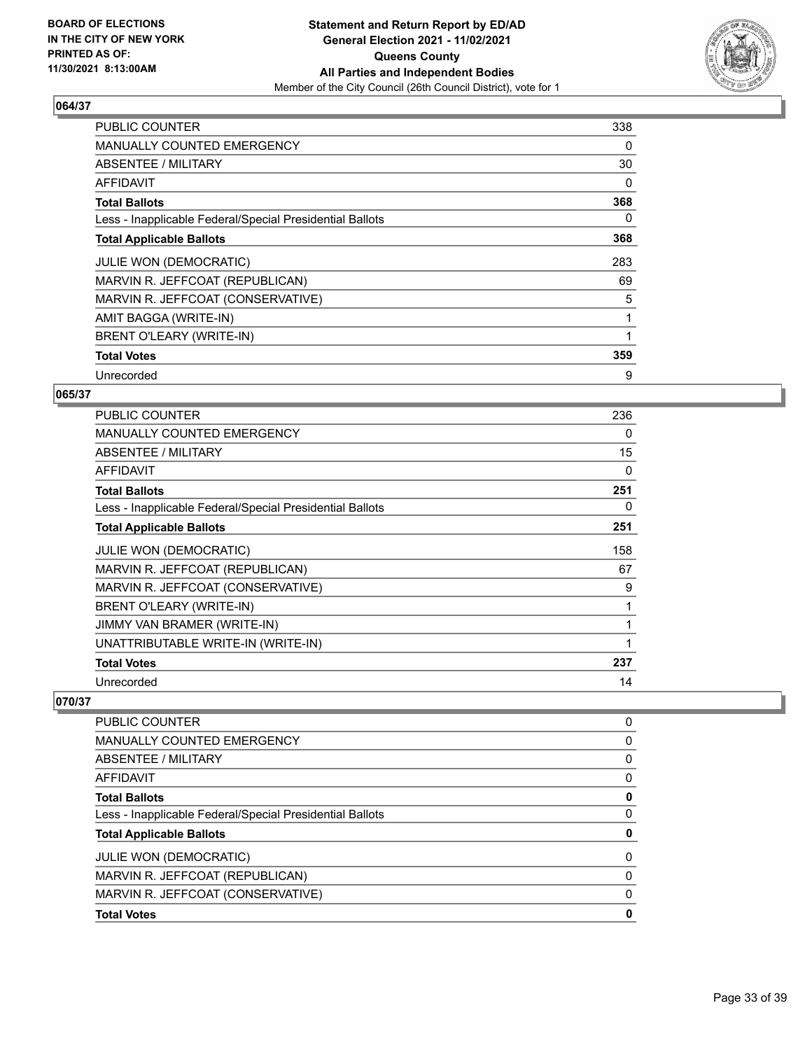**Statement and Return Report by ED/AD**
**General Election 2021 - 11/02/2021**
**Queens County**
**All Parties and Independent Bodies**
Member of the City Council (26th Council District), vote for 1

BOARD OF ELECTIONS
IN THE CITY OF NEW YORK
PRINTED AS OF:
11/30/2021 8:13:00AM

### 064/37

| | |
|---|---|
| PUBLIC COUNTER | 338 |
| MANUALLY COUNTED EMERGENCY | 0 |
| ABSENTEE / MILITARY | 30 |
| AFFIDAVIT | 0 |
| **Total Ballots** | **368** |
| Less - Inapplicable Federal/Special Presidential Ballots | 0 |
| **Total Applicable Ballots** | **368** |
| JULIE WON (DEMOCRATIC) | 283 |
| MARVIN R. JEFFCOAT (REPUBLICAN) | 69 |
| MARVIN R. JEFFCOAT (CONSERVATIVE) | 5 |
| AMIT BAGGA (WRITE-IN) | 1 |
| BRENT O'LEARY (WRITE-IN) | 1 |
| **Total Votes** | **359** |
| Unrecorded | 9 |

### 065/37

| | |
|---|---|
| PUBLIC COUNTER | 236 |
| MANUALLY COUNTED EMERGENCY | 0 |
| ABSENTEE / MILITARY | 15 |
| AFFIDAVIT | 0 |
| **Total Ballots** | **251** |
| Less - Inapplicable Federal/Special Presidential Ballots | 0 |
| **Total Applicable Ballots** | **251** |
| JULIE WON (DEMOCRATIC) | 158 |
| MARVIN R. JEFFCOAT (REPUBLICAN) | 67 |
| MARVIN R. JEFFCOAT (CONSERVATIVE) | 9 |
| BRENT O'LEARY (WRITE-IN) | 1 |
| JIMMY VAN BRAMER (WRITE-IN) | 1 |
| UNATTRIBUTABLE WRITE-IN (WRITE-IN) | 1 |
| **Total Votes** | **237** |
| Unrecorded | 14 |

### 070/37

| | |
|---|---|
| PUBLIC COUNTER | 0 |
| MANUALLY COUNTED EMERGENCY | 0 |
| ABSENTEE / MILITARY | 0 |
| AFFIDAVIT | 0 |
| **Total Ballots** | **0** |
| Less - Inapplicable Federal/Special Presidential Ballots | 0 |
| **Total Applicable Ballots** | **0** |
| JULIE WON (DEMOCRATIC) | 0 |
| MARVIN R. JEFFCOAT (REPUBLICAN) | 0 |
| MARVIN R. JEFFCOAT (CONSERVATIVE) | 0 |
| **Total Votes** | **0** |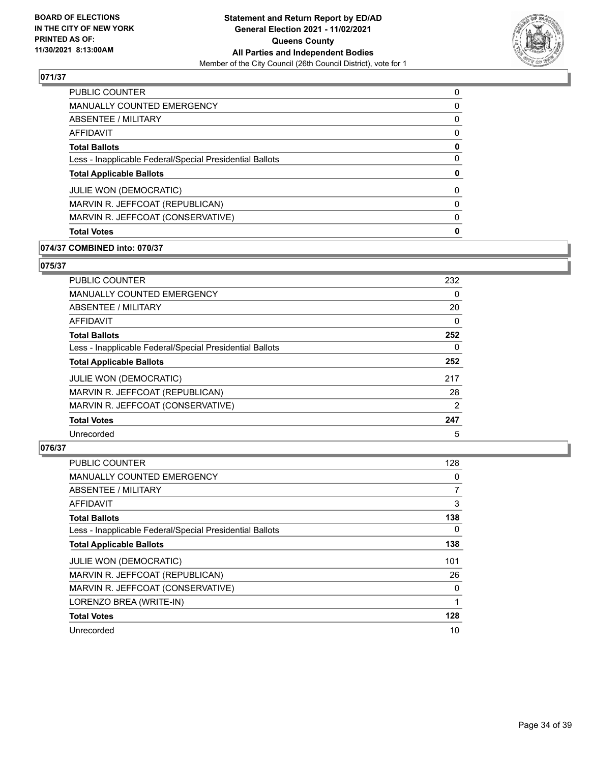## 071/37

| | |
|---|---|
| PUBLIC COUNTER | 0 |
| MANUALLY COUNTED EMERGENCY | 0 |
| ABSENTEE / MILITARY | 0 |
| AFFIDAVIT | 0 |
| **Total Ballots** | **0** |
| Less - Inapplicable Federal/Special Presidential Ballots | 0 |
| **Total Applicable Ballots** | **0** |
| JULIE WON (DEMOCRATIC) | 0 |
| MARVIN R. JEFFCOAT (REPUBLICAN) | 0 |
| MARVIN R. JEFFCOAT (CONSERVATIVE) | 0 |
| **Total Votes** | **0** |

## 074/37 COMBINED into: 070/37

## 075/37

| | |
|---|---|
| PUBLIC COUNTER | 232 |
| MANUALLY COUNTED EMERGENCY | 0 |
| ABSENTEE / MILITARY | 20 |
| AFFIDAVIT | 0 |
| **Total Ballots** | **252** |
| Less - Inapplicable Federal/Special Presidential Ballots | 0 |
| **Total Applicable Ballots** | **252** |
| JULIE WON (DEMOCRATIC) | 217 |
| MARVIN R. JEFFCOAT (REPUBLICAN) | 28 |
| MARVIN R. JEFFCOAT (CONSERVATIVE) | 2 |
| **Total Votes** | **247** |
| Unrecorded | 5 |

## 076/37

| | |
|---|---|
| PUBLIC COUNTER | 128 |
| MANUALLY COUNTED EMERGENCY | 0 |
| ABSENTEE / MILITARY | 7 |
| AFFIDAVIT | 3 |
| **Total Ballots** | **138** |
| Less - Inapplicable Federal/Special Presidential Ballots | 0 |
| **Total Applicable Ballots** | **138** |
| JULIE WON (DEMOCRATIC) | 101 |
| MARVIN R. JEFFCOAT (REPUBLICAN) | 26 |
| MARVIN R. JEFFCOAT (CONSERVATIVE) | 0 |
| LORENZO BREA (WRITE-IN) | 1 |
| **Total Votes** | **128** |
| Unrecorded | 10 |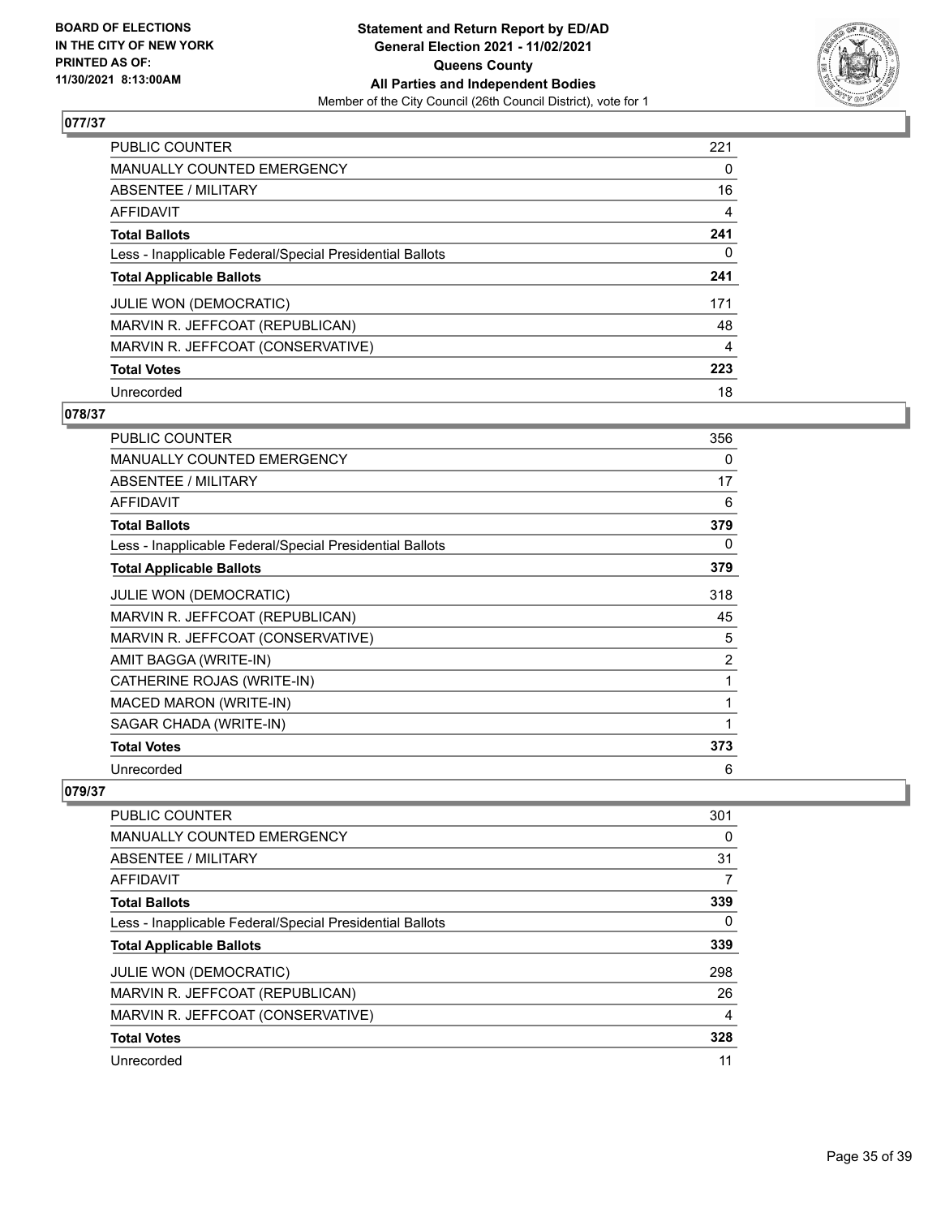BOARD OF ELECTIONS
IN THE CITY OF NEW YORK
PRINTED AS OF:
11/30/2021 8:13:00AM

**Statement and Return Report by ED/AD**
**General Election 2021 - 11/02/2021**
**Queens County**
**All Parties and Independent Bodies**
Member of the City Council (26th Council District), vote for 1

## 077/37

| | |
|---|---|
| PUBLIC COUNTER | 221 |
| MANUALLY COUNTED EMERGENCY | 0 |
| ABSENTEE / MILITARY | 16 |
| AFFIDAVIT | 4 |
| **Total Ballots** | **241** |
| Less - Inapplicable Federal/Special Presidential Ballots | 0 |
| **Total Applicable Ballots** | **241** |
| JULIE WON (DEMOCRATIC) | 171 |
| MARVIN R. JEFFCOAT (REPUBLICAN) | 48 |
| MARVIN R. JEFFCOAT (CONSERVATIVE) | 4 |
| **Total Votes** | **223** |
| Unrecorded | 18 |

## 078/37

| | |
|---|---|
| PUBLIC COUNTER | 356 |
| MANUALLY COUNTED EMERGENCY | 0 |
| ABSENTEE / MILITARY | 17 |
| AFFIDAVIT | 6 |
| **Total Ballots** | **379** |
| Less - Inapplicable Federal/Special Presidential Ballots | 0 |
| **Total Applicable Ballots** | **379** |
| JULIE WON (DEMOCRATIC) | 318 |
| MARVIN R. JEFFCOAT (REPUBLICAN) | 45 |
| MARVIN R. JEFFCOAT (CONSERVATIVE) | 5 |
| AMIT BAGGA (WRITE-IN) | 2 |
| CATHERINE ROJAS (WRITE-IN) | 1 |
| MACED MARON (WRITE-IN) | 1 |
| SAGAR CHADA (WRITE-IN) | 1 |
| **Total Votes** | **373** |
| Unrecorded | 6 |

## 079/37

| | |
|---|---|
| PUBLIC COUNTER | 301 |
| MANUALLY COUNTED EMERGENCY | 0 |
| ABSENTEE / MILITARY | 31 |
| AFFIDAVIT | 7 |
| **Total Ballots** | **339** |
| Less - Inapplicable Federal/Special Presidential Ballots | 0 |
| **Total Applicable Ballots** | **339** |
| JULIE WON (DEMOCRATIC) | 298 |
| MARVIN R. JEFFCOAT (REPUBLICAN) | 26 |
| MARVIN R. JEFFCOAT (CONSERVATIVE) | 4 |
| **Total Votes** | **328** |
| Unrecorded | 11 |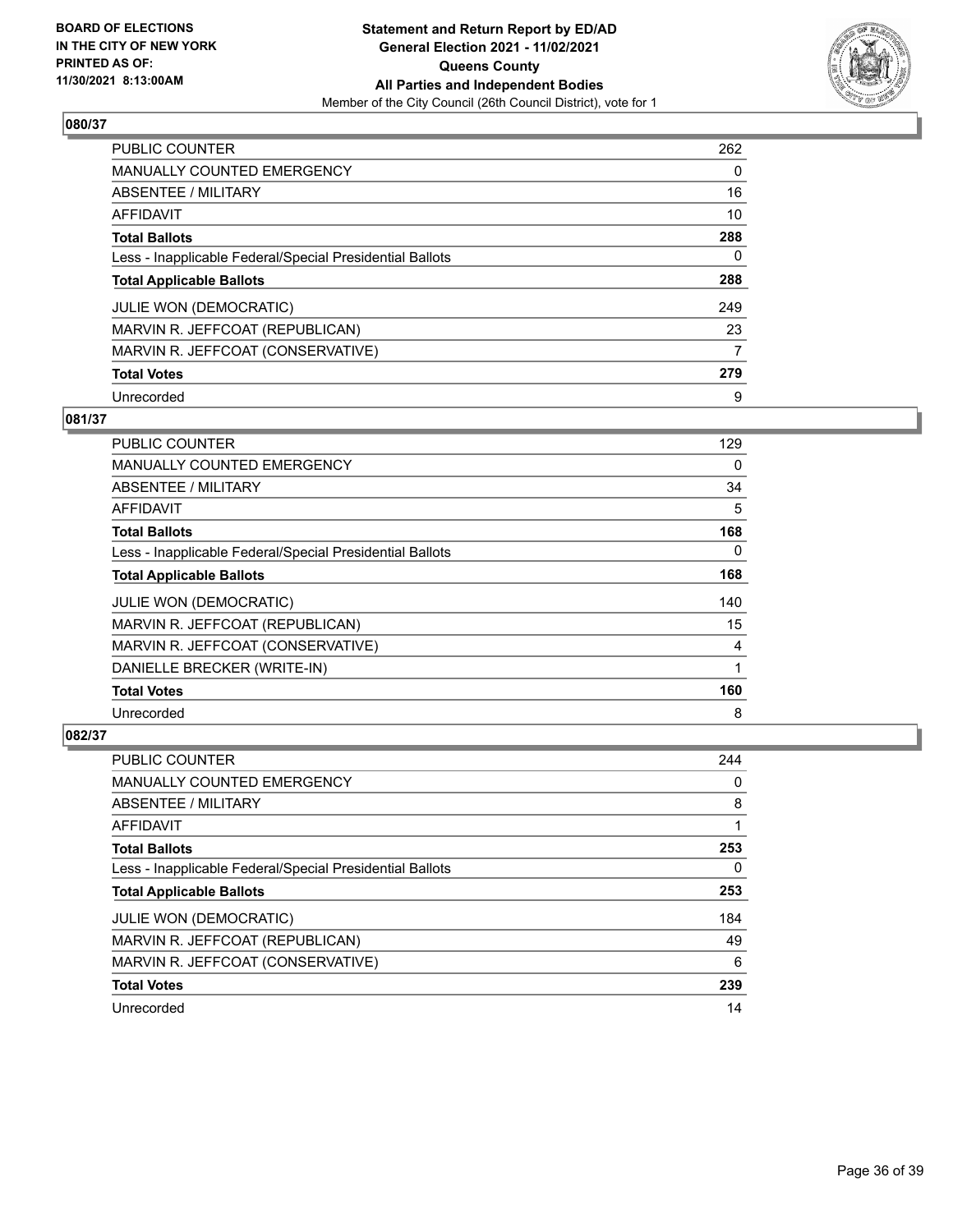BOARD OF ELECTIONS
IN THE CITY OF NEW YORK
PRINTED AS OF:
11/30/2021 8:13:00AM

**Statement and Return Report by ED/AD**
**General Election 2021 - 11/02/2021**
**Queens County**
**All Parties and Independent Bodies**
Member of the City Council (26th Council District), vote for 1

## 080/37

| | |
|---|---|
| PUBLIC COUNTER | 262 |
| MANUALLY COUNTED EMERGENCY | 0 |
| ABSENTEE / MILITARY | 16 |
| AFFIDAVIT | 10 |
| **Total Ballots** | **288** |
| Less - Inapplicable Federal/Special Presidential Ballots | 0 |
| **Total Applicable Ballots** | **288** |
| JULIE WON (DEMOCRATIC) | 249 |
| MARVIN R. JEFFCOAT (REPUBLICAN) | 23 |
| MARVIN R. JEFFCOAT (CONSERVATIVE) | 7 |
| **Total Votes** | **279** |
| Unrecorded | 9 |

## 081/37

| | |
|---|---|
| PUBLIC COUNTER | 129 |
| MANUALLY COUNTED EMERGENCY | 0 |
| ABSENTEE / MILITARY | 34 |
| AFFIDAVIT | 5 |
| **Total Ballots** | **168** |
| Less - Inapplicable Federal/Special Presidential Ballots | 0 |
| **Total Applicable Ballots** | **168** |
| JULIE WON (DEMOCRATIC) | 140 |
| MARVIN R. JEFFCOAT (REPUBLICAN) | 15 |
| MARVIN R. JEFFCOAT (CONSERVATIVE) | 4 |
| DANIELLE BRECKER (WRITE-IN) | 1 |
| **Total Votes** | **160** |
| Unrecorded | 8 |

## 082/37

| | |
|---|---|
| PUBLIC COUNTER | 244 |
| MANUALLY COUNTED EMERGENCY | 0 |
| ABSENTEE / MILITARY | 8 |
| AFFIDAVIT | 1 |
| **Total Ballots** | **253** |
| Less - Inapplicable Federal/Special Presidential Ballots | 0 |
| **Total Applicable Ballots** | **253** |
| JULIE WON (DEMOCRATIC) | 184 |
| MARVIN R. JEFFCOAT (REPUBLICAN) | 49 |
| MARVIN R. JEFFCOAT (CONSERVATIVE) | 6 |
| **Total Votes** | **239** |
| Unrecorded | 14 |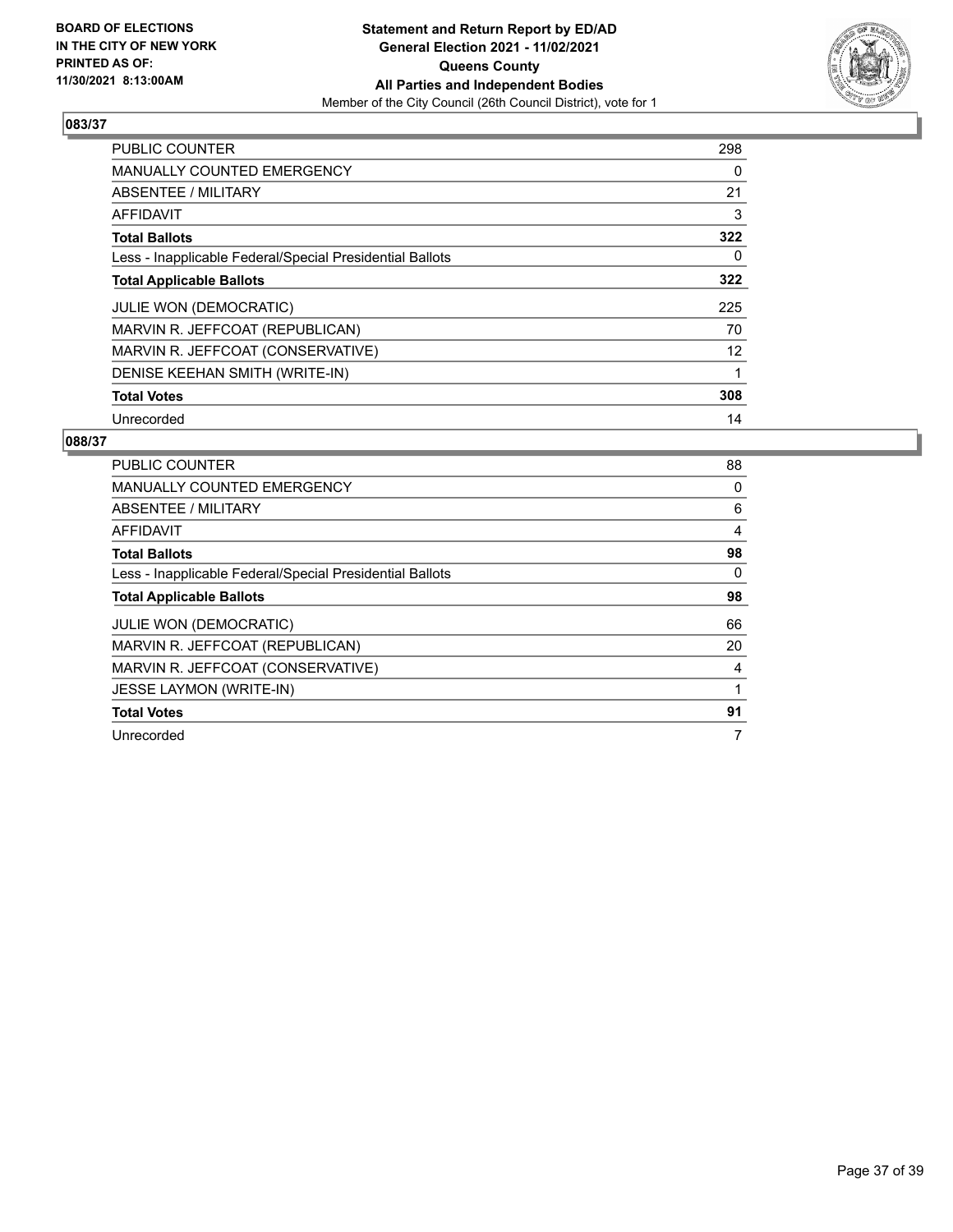**BOARD OF ELECTIONS IN THE CITY OF NEW YORK PRINTED AS OF: 11/30/2021 8:13:00AM**

**Statement and Return Report by ED/AD General Election 2021 - 11/02/2021 Queens County All Parties and Independent Bodies**

Member of the City Council (26th Council District), vote for 1

### 083/37

| | |
|---|---|
| PUBLIC COUNTER | 298 |
| MANUALLY COUNTED EMERGENCY | 0 |
| ABSENTEE / MILITARY | 21 |
| AFFIDAVIT | 3 |
| **Total Ballots** | **322** |
| Less - Inapplicable Federal/Special Presidential Ballots | 0 |
| **Total Applicable Ballots** | **322** |
| JULIE WON (DEMOCRATIC) | 225 |
| MARVIN R. JEFFCOAT (REPUBLICAN) | 70 |
| MARVIN R. JEFFCOAT (CONSERVATIVE) | 12 |
| DENISE KEEHAN SMITH (WRITE-IN) | 1 |
| **Total Votes** | **308** |
| Unrecorded | 14 |

### 088/37

| | |
|---|---|
| PUBLIC COUNTER | 88 |
| MANUALLY COUNTED EMERGENCY | 0 |
| ABSENTEE / MILITARY | 6 |
| AFFIDAVIT | 4 |
| **Total Ballots** | **98** |
| Less - Inapplicable Federal/Special Presidential Ballots | 0 |
| **Total Applicable Ballots** | **98** |
| JULIE WON (DEMOCRATIC) | 66 |
| MARVIN R. JEFFCOAT (REPUBLICAN) | 20 |
| MARVIN R. JEFFCOAT (CONSERVATIVE) | 4 |
| JESSE LAYMON (WRITE-IN) | 1 |
| **Total Votes** | **91** |
| Unrecorded | 7 |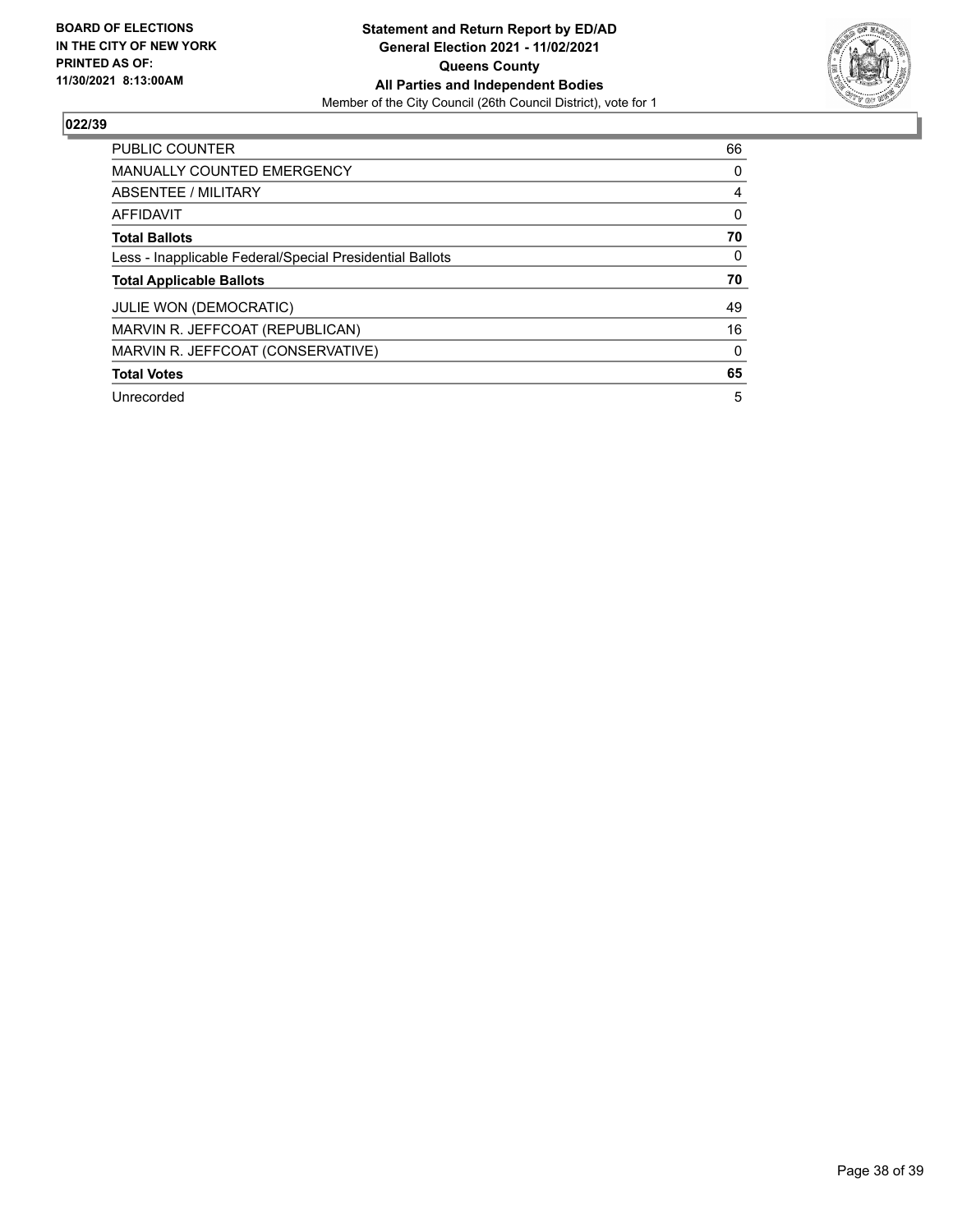**BOARD OF ELECTIONS IN THE CITY OF NEW YORK PRINTED AS OF: 11/30/2021 8:13:00AM**

**Statement and Return Report by ED/AD**
**General Election 2021 - 11/02/2021**
**Queens County**
**All Parties and Independent Bodies**
Member of the City Council (26th Council District), vote for 1

## 022/39

| | |
|---|---|
| PUBLIC COUNTER | 66 |
| MANUALLY COUNTED EMERGENCY | 0 |
| ABSENTEE / MILITARY | 4 |
| AFFIDAVIT | 0 |
| **Total Ballots** | **70** |
| Less - Inapplicable Federal/Special Presidential Ballots | 0 |
| **Total Applicable Ballots** | **70** |
| JULIE WON (DEMOCRATIC) | 49 |
| MARVIN R. JEFFCOAT (REPUBLICAN) | 16 |
| MARVIN R. JEFFCOAT (CONSERVATIVE) | 0 |
| **Total Votes** | **65** |
| Unrecorded | 5 |